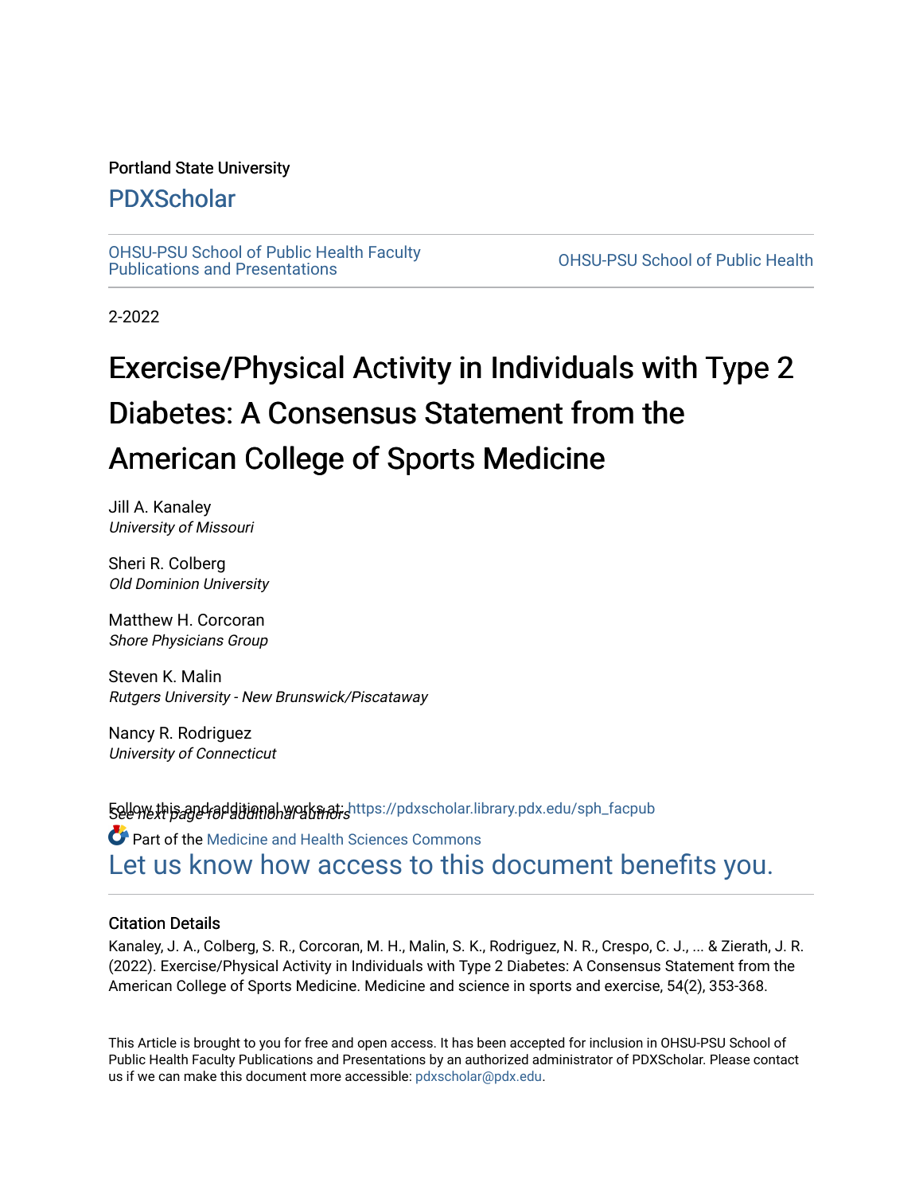Portland State University

# PDXScholar

OHSU-PSU School of Public Health Faculty Publications and Presentations

OHSU-PSU School of Public Health

2-2022

# Exercise/Physical Activity in Individuals with Type 2 Diabetes: A Consensus Statement from the American College of Sports Medicine

Jill A. Kanaley
*University of Missouri*

Sheri R. Colberg
*Old Dominion University*

Matthew H. Corcoran
*Shore Physicians Group*

Steven K. Malin
*Rutgers University - New Brunswick/Piscataway*

Nancy R. Rodriguez
*University of Connecticut*

*See next page for additional authors*

Follow this and additional works at: https://pdxscholar.library.pdx.edu/sph_facpub

Part of the Medicine and Health Sciences Commons

Let us know how access to this document benefits you.

## Citation Details

Kanaley, J. A., Colberg, S. R., Corcoran, M. H., Malin, S. K., Rodriguez, N. R., Crespo, C. J., ... & Zierath, J. R. (2022). Exercise/Physical Activity in Individuals with Type 2 Diabetes: A Consensus Statement from the American College of Sports Medicine. Medicine and science in sports and exercise, 54(2), 353-368.

This Article is brought to you for free and open access. It has been accepted for inclusion in OHSU-PSU School of Public Health Faculty Publications and Presentations by an authorized administrator of PDXScholar. Please contact us if we can make this document more accessible: pdxscholar@pdx.edu.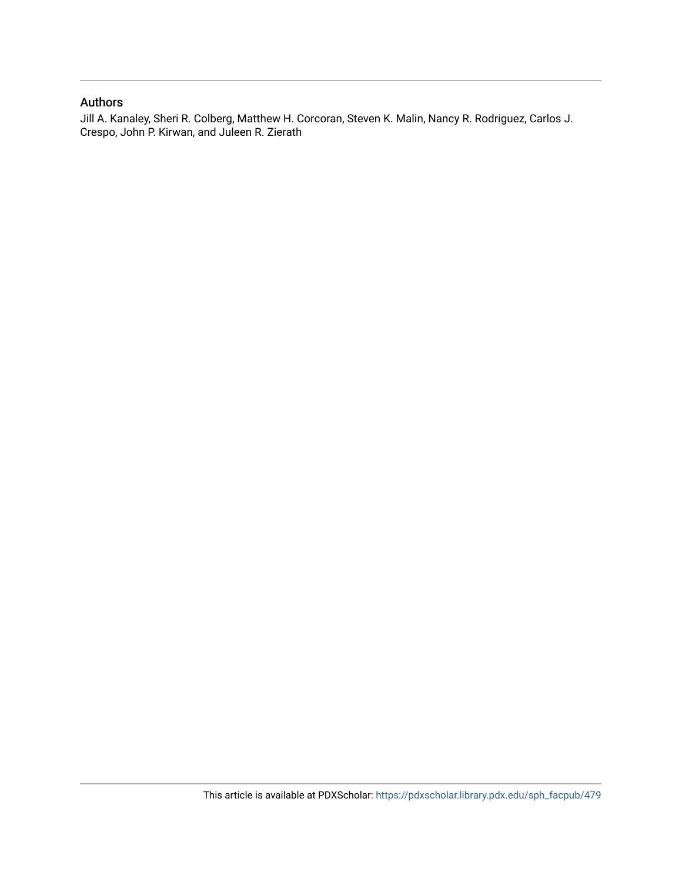## Authors

Jill A. Kanaley, Sheri R. Colberg, Matthew H. Corcoran, Steven K. Malin, Nancy R. Rodriguez, Carlos J. Crespo, John P. Kirwan, and Juleen R. Zierath

This article is available at PDXScholar: https://pdxscholar.library.pdx.edu/sph_facpub/479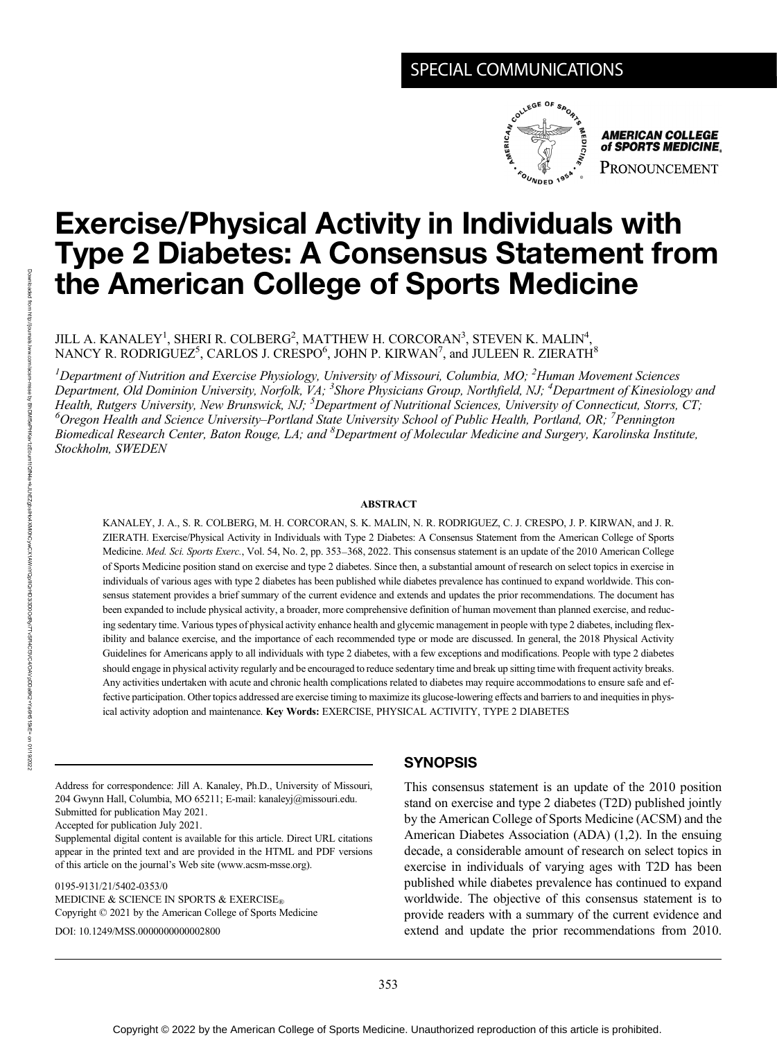SPECIAL COMMUNICATIONS

AMERICAN COLLEGE of SPORTS MEDICINE

PRONOUNCEMENT

# Exercise/Physical Activity in Individuals with Type 2 Diabetes: A Consensus Statement from the American College of Sports Medicine

JILL A. KANALEY[1], SHERI R. COLBERG[2], MATTHEW H. CORCORAN[3], STEVEN K. MALIN[4], NANCY R. RODRIGUEZ[5], CARLOS J. CRESPO[6], JOHN P. KIRWAN[7], and JULEEN R. ZIERATH[8]

*[1]Department of Nutrition and Exercise Physiology, University of Missouri, Columbia, MO; [2]Human Movement Sciences Department, Old Dominion University, Norfolk, VA; [3]Shore Physicians Group, Northfield, NJ; [4]Department of Kinesiology and Health, Rutgers University, New Brunswick, NJ; [5]Department of Nutritional Sciences, University of Connecticut, Storrs, CT; [6]Oregon Health and Science University–Portland State University School of Public Health, Portland, OR; [7]Pennington Biomedical Research Center, Baton Rouge, LA; and [8]Department of Molecular Medicine and Surgery, Karolinska Institute, Stockholm, SWEDEN*

## ABSTRACT

KANALEY, J. A., S. R. COLBERG, M. H. CORCORAN, S. K. MALIN, N. R. RODRIGUEZ, C. J. CRESPO, J. P. KIRWAN, and J. R. ZIERATH. Exercise/Physical Activity in Individuals with Type 2 Diabetes: A Consensus Statement from the American College of Sports Medicine. *Med. Sci. Sports Exerc.*, Vol. 54, No. 2, pp. 353–368, 2022. This consensus statement is an update of the 2010 American College of Sports Medicine position stand on exercise and type 2 diabetes. Since then, a substantial amount of research on select topics in exercise in individuals of various ages with type 2 diabetes has been published while diabetes prevalence has continued to expand worldwide. This consensus statement provides a brief summary of the current evidence and extends and updates the prior recommendations. The document has been expanded to include physical activity, a broader, more comprehensive definition of human movement than planned exercise, and reducing sedentary time. Various types of physical activity enhance health and glycemic management in people with type 2 diabetes, including flexibility and balance exercise, and the importance of each recommended type or mode are discussed. In general, the 2018 Physical Activity Guidelines for Americans apply to all individuals with type 2 diabetes, with a few exceptions and modifications. People with type 2 diabetes should engage in physical activity regularly and be encouraged to reduce sedentary time and break up sitting time with frequent activity breaks. Any activities undertaken with acute and chronic health complications related to diabetes may require accommodations to ensure safe and effective participation. Other topics addressed are exercise timing to maximize its glucose-lowering effects and barriers to and inequities in physical activity adoption and maintenance. **Key Words:** EXERCISE, PHYSICAL ACTIVITY, TYPE 2 DIABETES

## SYNOPSIS

This consensus statement is an update of the 2010 position stand on exercise and type 2 diabetes (T2D) published jointly by the American College of Sports Medicine (ACSM) and the American Diabetes Association (ADA) (1,2). In the ensuing decade, a considerable amount of research on select topics in exercise in individuals of varying ages with T2D has been published while diabetes prevalence has continued to expand worldwide. The objective of this consensus statement is to provide readers with a summary of the current evidence and extend and update the prior recommendations from 2010.

Address for correspondence: Jill A. Kanaley, Ph.D., University of Missouri, 204 Gwynn Hall, Columbia, MO 65211; E-mail: kanaleyj@missouri.edu.
Submitted for publication May 2021.
Accepted for publication July 2021.
Supplemental digital content is available for this article. Direct URL citations appear in the printed text and are provided in the HTML and PDF versions of this article on the journal's Web site (www.acsm-msse.org).

0195-9131/21/5402-0353/0
MEDICINE & SCIENCE IN SPORTS & EXERCISE®
Copyright © 2021 by the American College of Sports Medicine
DOI: 10.1249/MSS.0000000000002800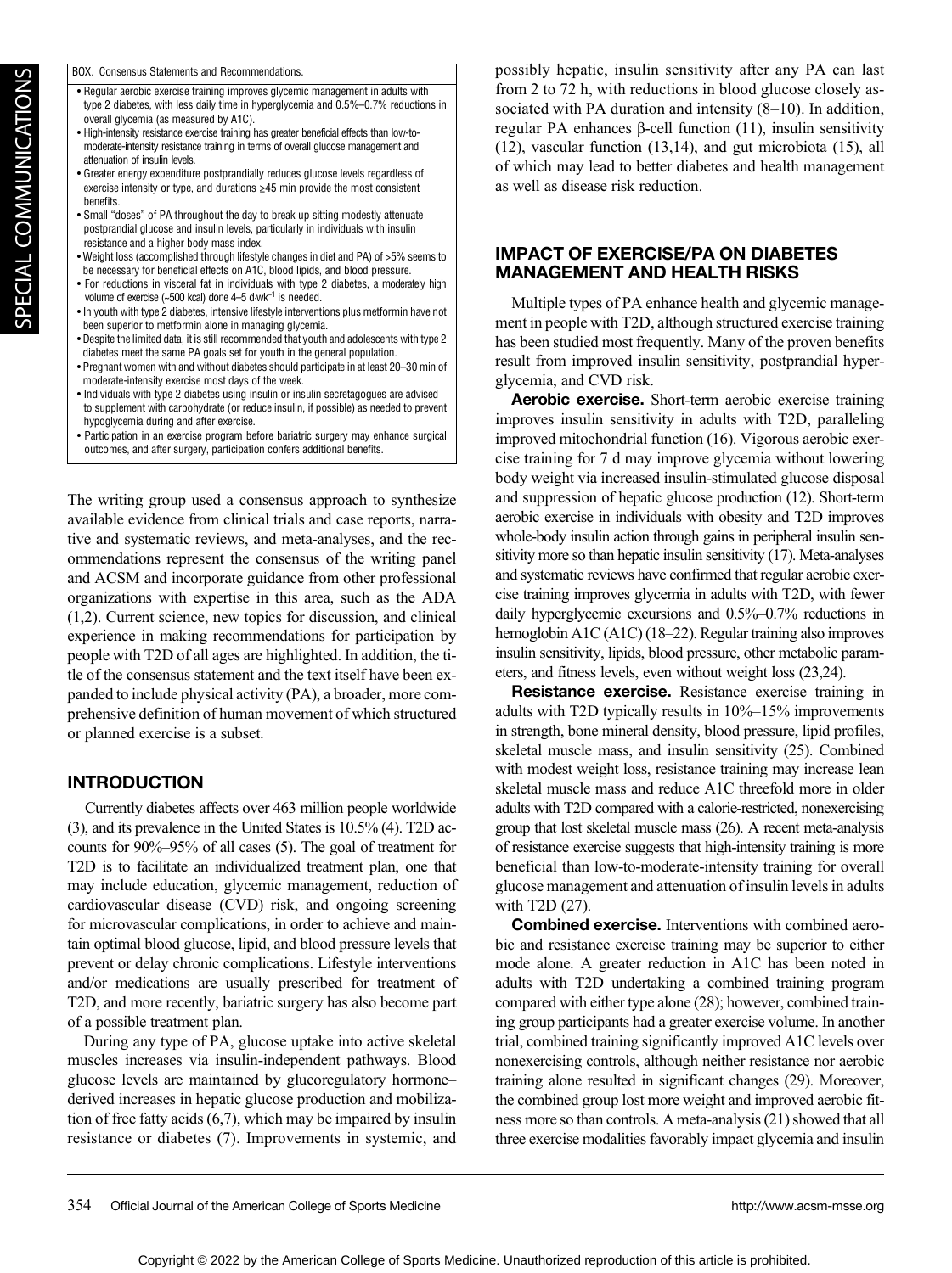BOX. Consensus Statements and Recommendations.

- Regular aerobic exercise training improves glycemic management in adults with type 2 diabetes, with less daily time in hyperglycemia and 0.5%–0.7% reductions in overall glycemia (as measured by A1C).
- High-intensity resistance exercise training has greater beneficial effects than low-to-moderate-intensity resistance training in terms of overall glucose management and attenuation of insulin levels.
- Greater energy expenditure postprandially reduces glucose levels regardless of exercise intensity or type, and durations ≥45 min provide the most consistent benefits.
- Small "doses" of PA throughout the day to break up sitting modestly attenuate postprandial glucose and insulin levels, particularly in individuals with insulin resistance and a higher body mass index.
- Weight loss (accomplished through lifestyle changes in diet and PA) of >5% seems to be necessary for beneficial effects on A1C, blood lipids, and blood pressure.
- For reductions in visceral fat in individuals with type 2 diabetes, a moderately high volume of exercise (~500 kcal) done 4–5 d·wk$^{-1}$ is needed.
- In youth with type 2 diabetes, intensive lifestyle interventions plus metformin have not been superior to metformin alone in managing glycemia.
- Despite the limited data, it is still recommended that youth and adolescents with type 2 diabetes meet the same PA goals set for youth in the general population.
- Pregnant women with and without diabetes should participate in at least 20–30 min of moderate-intensity exercise most days of the week.
- Individuals with type 2 diabetes using insulin or insulin secretagogues are advised to supplement with carbohydrate (or reduce insulin, if possible) as needed to prevent hypoglycemia during and after exercise.
- Participation in an exercise program before bariatric surgery may enhance surgical outcomes, and after surgery, participation confers additional benefits.

The writing group used a consensus approach to synthesize available evidence from clinical trials and case reports, narrative and systematic reviews, and meta-analyses, and the recommendations represent the consensus of the writing panel and ACSM and incorporate guidance from other professional organizations with expertise in this area, such as the ADA (1,2). Current science, new topics for discussion, and clinical experience in making recommendations for participation by people with T2D of all ages are highlighted. In addition, the title of the consensus statement and the text itself have been expanded to include physical activity (PA), a broader, more comprehensive definition of human movement of which structured or planned exercise is a subset.

## INTRODUCTION

Currently diabetes affects over 463 million people worldwide (3), and its prevalence in the United States is 10.5% (4). T2D accounts for 90%–95% of all cases (5). The goal of treatment for T2D is to facilitate an individualized treatment plan, one that may include education, glycemic management, reduction of cardiovascular disease (CVD) risk, and ongoing screening for microvascular complications, in order to achieve and maintain optimal blood glucose, lipid, and blood pressure levels that prevent or delay chronic complications. Lifestyle interventions and/or medications are usually prescribed for treatment of T2D, and more recently, bariatric surgery has also become part of a possible treatment plan.

During any type of PA, glucose uptake into active skeletal muscles increases via insulin-independent pathways. Blood glucose levels are maintained by glucoregulatory hormone–derived increases in hepatic glucose production and mobilization of free fatty acids (6,7), which may be impaired by insulin resistance or diabetes (7). Improvements in systemic, and possibly hepatic, insulin sensitivity after any PA can last from 2 to 72 h, with reductions in blood glucose closely associated with PA duration and intensity (8–10). In addition, regular PA enhances β-cell function (11), insulin sensitivity (12), vascular function (13,14), and gut microbiota (15), all of which may lead to better diabetes and health management as well as disease risk reduction.

## IMPACT OF EXERCISE/PA ON DIABETES MANAGEMENT AND HEALTH RISKS

Multiple types of PA enhance health and glycemic management in people with T2D, although structured exercise training has been studied most frequently. Many of the proven benefits result from improved insulin sensitivity, postprandial hyperglycemia, and CVD risk.

**Aerobic exercise.** Short-term aerobic exercise training improves insulin sensitivity in adults with T2D, paralleling improved mitochondrial function (16). Vigorous aerobic exercise training for 7 d may improve glycemia without lowering body weight via increased insulin-stimulated glucose disposal and suppression of hepatic glucose production (12). Short-term aerobic exercise in individuals with obesity and T2D improves whole-body insulin action through gains in peripheral insulin sensitivity more so than hepatic insulin sensitivity (17). Meta-analyses and systematic reviews have confirmed that regular aerobic exercise training improves glycemia in adults with T2D, with fewer daily hyperglycemic excursions and 0.5%–0.7% reductions in hemoglobin A1C (A1C) (18–22). Regular training also improves insulin sensitivity, lipids, blood pressure, other metabolic parameters, and fitness levels, even without weight loss (23,24).

**Resistance exercise.** Resistance exercise training in adults with T2D typically results in 10%–15% improvements in strength, bone mineral density, blood pressure, lipid profiles, skeletal muscle mass, and insulin sensitivity (25). Combined with modest weight loss, resistance training may increase lean skeletal muscle mass and reduce A1C threefold more in older adults with T2D compared with a calorie-restricted, nonexercising group that lost skeletal muscle mass (26). A recent meta-analysis of resistance exercise suggests that high-intensity training is more beneficial than low-to-moderate-intensity training for overall glucose management and attenuation of insulin levels in adults with T2D (27).

**Combined exercise.** Interventions with combined aerobic and resistance exercise training may be superior to either mode alone. A greater reduction in A1C has been noted in adults with T2D undertaking a combined training program compared with either type alone (28); however, combined training group participants had a greater exercise volume. In another trial, combined training significantly improved A1C levels over nonexercising controls, although neither resistance nor aerobic training alone resulted in significant changes (29). Moreover, the combined group lost more weight and improved aerobic fitness more so than controls. A meta-analysis (21) showed that all three exercise modalities favorably impact glycemia and insulin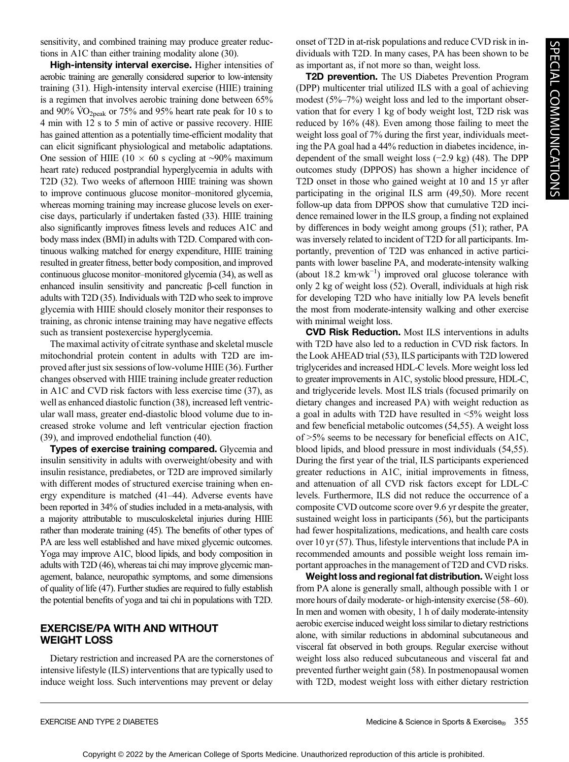sensitivity, and combined training may produce greater reductions in A1C than either training modality alone (30).

**High-intensity interval exercise.** Higher intensities of aerobic training are generally considered superior to low-intensity training (31). High-intensity interval exercise (HIIE) training is a regimen that involves aerobic training done between 65% and 90% $\dot{V}O_{2peak}$ or 75% and 95% heart rate peak for 10 s to 4 min with 12 s to 5 min of active or passive recovery. HIIE has gained attention as a potentially time-efficient modality that can elicit significant physiological and metabolic adaptations. One session of HIIE (10 × 60 s cycling at ~90% maximum heart rate) reduced postprandial hyperglycemia in adults with T2D (32). Two weeks of afternoon HIIE training was shown to improve continuous glucose monitor–monitored glycemia, whereas morning training may increase glucose levels on exercise days, particularly if undertaken fasted (33). HIIE training also significantly improves fitness levels and reduces A1C and body mass index (BMI) in adults with T2D. Compared with continuous walking matched for energy expenditure, HIIE training resulted in greater fitness, better body composition, and improved continuous glucose monitor–monitored glycemia (34), as well as enhanced insulin sensitivity and pancreatic β-cell function in adults with T2D (35). Individuals with T2D who seek to improve glycemia with HIIE should closely monitor their responses to training, as chronic intense training may have negative effects such as transient postexercise hyperglycemia.

The maximal activity of citrate synthase and skeletal muscle mitochondrial protein content in adults with T2D are improved after just six sessions of low-volume HIIE (36). Further changes observed with HIIE training include greater reduction in A1C and CVD risk factors with less exercise time (37), as well as enhanced diastolic function (38), increased left ventricular wall mass, greater end-diastolic blood volume due to increased stroke volume and left ventricular ejection fraction (39), and improved endothelial function (40).

**Types of exercise training compared.** Glycemia and insulin sensitivity in adults with overweight/obesity and with insulin resistance, prediabetes, or T2D are improved similarly with different modes of structured exercise training when energy expenditure is matched (41–44). Adverse events have been reported in 34% of studies included in a meta-analysis, with a majority attributable to musculoskeletal injuries during HIIE rather than moderate training (45). The benefits of other types of PA are less well established and have mixed glycemic outcomes. Yoga may improve A1C, blood lipids, and body composition in adults with T2D (46), whereas tai chi may improve glycemic management, balance, neuropathic symptoms, and some dimensions of quality of life (47). Further studies are required to fully establish the potential benefits of yoga and tai chi in populations with T2D.

## EXERCISE/PA WITH AND WITHOUT WEIGHT LOSS

Dietary restriction and increased PA are the cornerstones of intensive lifestyle (ILS) interventions that are typically used to induce weight loss. Such interventions may prevent or delay onset of T2D in at-risk populations and reduce CVD risk in individuals with T2D. In many cases, PA has been shown to be as important as, if not more so than, weight loss.

**T2D prevention.** The US Diabetes Prevention Program (DPP) multicenter trial utilized ILS with a goal of achieving modest (5%–7%) weight loss and led to the important observation that for every 1 kg of body weight lost, T2D risk was reduced by 16% (48). Even among those failing to meet the weight loss goal of 7% during the first year, individuals meeting the PA goal had a 44% reduction in diabetes incidence, independent of the small weight loss (−2.9 kg) (48). The DPP outcomes study (DPPOS) has shown a higher incidence of T2D onset in those who gained weight at 10 and 15 yr after participating in the original ILS arm (49,50). More recent follow-up data from DPPOS show that cumulative T2D incidence remained lower in the ILS group, a finding not explained by differences in body weight among groups (51); rather, PA was inversely related to incident of T2D for all participants. Importantly, prevention of T2D was enhanced in active participants with lower baseline PA, and moderate-intensity walking (about 18.2 $km \cdot wk^{-1}$) improved oral glucose tolerance with only 2 kg of weight loss (52). Overall, individuals at high risk for developing T2D who have initially low PA levels benefit the most from moderate-intensity walking and other exercise with minimal weight loss.

**CVD Risk Reduction.** Most ILS interventions in adults with T2D have also led to a reduction in CVD risk factors. In the Look AHEAD trial (53), ILS participants with T2D lowered triglycerides and increased HDL-C levels. More weight loss led to greater improvements in A1C, systolic blood pressure, HDL-C, and triglyceride levels. Most ILS trials (focused primarily on dietary changes and increased PA) with weight reduction as a goal in adults with T2D have resulted in <5% weight loss and few beneficial metabolic outcomes (54,55). A weight loss of >5% seems to be necessary for beneficial effects on A1C, blood lipids, and blood pressure in most individuals (54,55). During the first year of the trial, ILS participants experienced greater reductions in A1C, initial improvements in fitness, and attenuation of all CVD risk factors except for LDL-C levels. Furthermore, ILS did not reduce the occurrence of a composite CVD outcome score over 9.6 yr despite the greater, sustained weight loss in participants (56), but the participants had fewer hospitalizations, medications, and health care costs over 10 yr (57). Thus, lifestyle interventions that include PA in recommended amounts and possible weight loss remain important approaches in the management of T2D and CVD risks.

**Weight loss and regional fat distribution.** Weight loss from PA alone is generally small, although possible with 1 or more hours of daily moderate- or high-intensity exercise (58–60). In men and women with obesity, 1 h of daily moderate-intensity aerobic exercise induced weight loss similar to dietary restrictions alone, with similar reductions in abdominal subcutaneous and visceral fat observed in both groups. Regular exercise without weight loss also reduced subcutaneous and visceral fat and prevented further weight gain (58). In postmenopausal women with T2D, modest weight loss with either dietary restriction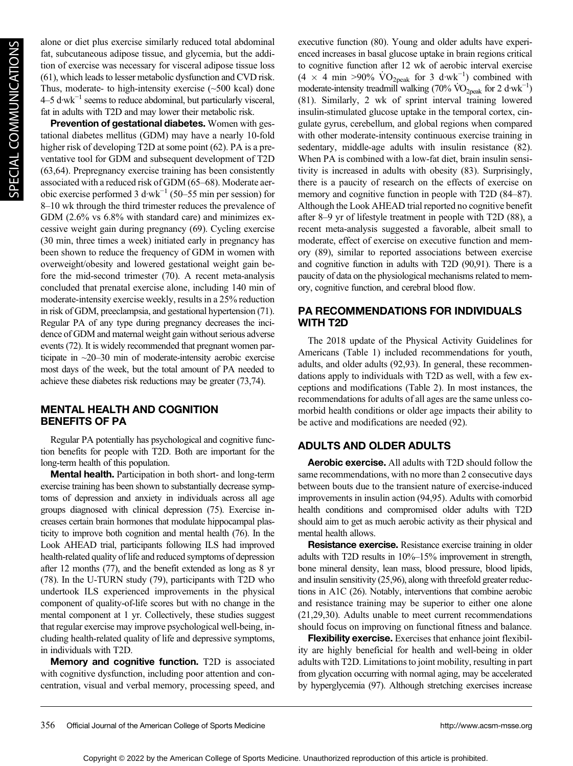alone or diet plus exercise similarly reduced total abdominal fat, subcutaneous adipose tissue, and glycemia, but the addition of exercise was necessary for visceral adipose tissue loss (61), which leads to lesser metabolic dysfunction and CVD risk. Thus, moderate- to high-intensity exercise (~500 kcal) done 4–5 $d \cdot wk^{-1}$ seems to reduce abdominal, but particularly visceral, fat in adults with T2D and may lower their metabolic risk.

**Prevention of gestational diabetes.** Women with gestational diabetes mellitus (GDM) may have a nearly 10-fold higher risk of developing T2D at some point (62). PA is a preventative tool for GDM and subsequent development of T2D (63,64). Prepregnancy exercise training has been consistently associated with a reduced risk of GDM (65–68). Moderate aerobic exercise performed 3 $d \cdot wk^{-1}$ (50–55 min per session) for 8–10 wk through the third trimester reduces the prevalence of GDM (2.6% vs 6.8% with standard care) and minimizes excessive weight gain during pregnancy (69). Cycling exercise (30 min, three times a week) initiated early in pregnancy has been shown to reduce the frequency of GDM in women with overweight/obesity and lowered gestational weight gain before the mid-second trimester (70). A recent meta-analysis concluded that prenatal exercise alone, including 140 min of moderate-intensity exercise weekly, results in a 25% reduction in risk of GDM, preeclampsia, and gestational hypertension (71). Regular PA of any type during pregnancy decreases the incidence of GDM and maternal weight gain without serious adverse events (72). It is widely recommended that pregnant women participate in ~20–30 min of moderate-intensity aerobic exercise most days of the week, but the total amount of PA needed to achieve these diabetes risk reductions may be greater (73,74).

## MENTAL HEALTH AND COGNITION BENEFITS OF PA

Regular PA potentially has psychological and cognitive function benefits for people with T2D. Both are important for the long-term health of this population.

**Mental health.** Participation in both short- and long-term exercise training has been shown to substantially decrease symptoms of depression and anxiety in individuals across all age groups diagnosed with clinical depression (75). Exercise increases certain brain hormones that modulate hippocampal plasticity to improve both cognition and mental health (76). In the Look AHEAD trial, participants following ILS had improved health-related quality of life and reduced symptoms of depression after 12 months (77), and the benefit extended as long as 8 yr (78). In the U-TURN study (79), participants with T2D who undertook ILS experienced improvements in the physical component of quality-of-life scores but with no change in the mental component at 1 yr. Collectively, these studies suggest that regular exercise may improve psychological well-being, including health-related quality of life and depressive symptoms, in individuals with T2D.

**Memory and cognitive function.** T2D is associated with cognitive dysfunction, including poor attention and concentration, visual and verbal memory, processing speed, and executive function (80). Young and older adults have experienced increases in basal glucose uptake in brain regions critical to cognitive function after 12 wk of aerobic interval exercise ($4 \times 4$ min >90% $\dot{V}O_{2peak}$ for 3 $d \cdot wk^{-1}$) combined with moderate-intensity treadmill walking (70% $\dot{V}O_{2peak}$ for 2 $d \cdot wk^{-1}$) (81). Similarly, 2 wk of sprint interval training lowered insulin-stimulated glucose uptake in the temporal cortex, cingulate gyrus, cerebellum, and global regions when compared with other moderate-intensity continuous exercise training in sedentary, middle-age adults with insulin resistance (82). When PA is combined with a low-fat diet, brain insulin sensitivity is increased in adults with obesity (83). Surprisingly, there is a paucity of research on the effects of exercise on memory and cognitive function in people with T2D (84–87). Although the Look AHEAD trial reported no cognitive benefit after 8–9 yr of lifestyle treatment in people with T2D (88), a recent meta-analysis suggested a favorable, albeit small to moderate, effect of exercise on executive function and memory (89), similar to reported associations between exercise and cognitive function in adults with T2D (90,91). There is a paucity of data on the physiological mechanisms related to memory, cognitive function, and cerebral blood flow.

## PA RECOMMENDATIONS FOR INDIVIDUALS WITH T2D

The 2018 update of the Physical Activity Guidelines for Americans (Table 1) included recommendations for youth, adults, and older adults (92,93). In general, these recommendations apply to individuals with T2D as well, with a few exceptions and modifications (Table 2). In most instances, the recommendations for adults of all ages are the same unless comorbid health conditions or older age impacts their ability to be active and modifications are needed (92).

## ADULTS AND OLDER ADULTS

**Aerobic exercise.** All adults with T2D should follow the same recommendations, with no more than 2 consecutive days between bouts due to the transient nature of exercise-induced improvements in insulin action (94,95). Adults with comorbid health conditions and compromised older adults with T2D should aim to get as much aerobic activity as their physical and mental health allows.

**Resistance exercise.** Resistance exercise training in older adults with T2D results in 10%–15% improvement in strength, bone mineral density, lean mass, blood pressure, blood lipids, and insulin sensitivity (25,96), along with threefold greater reductions in A1C (26). Notably, interventions that combine aerobic and resistance training may be superior to either one alone (21,29,30). Adults unable to meet current recommendations should focus on improving on functional fitness and balance.

**Flexibility exercise.** Exercises that enhance joint flexibility are highly beneficial for health and well-being in older adults with T2D. Limitations to joint mobility, resulting in part from glycation occurring with normal aging, may be accelerated by hyperglycemia (97). Although stretching exercises increase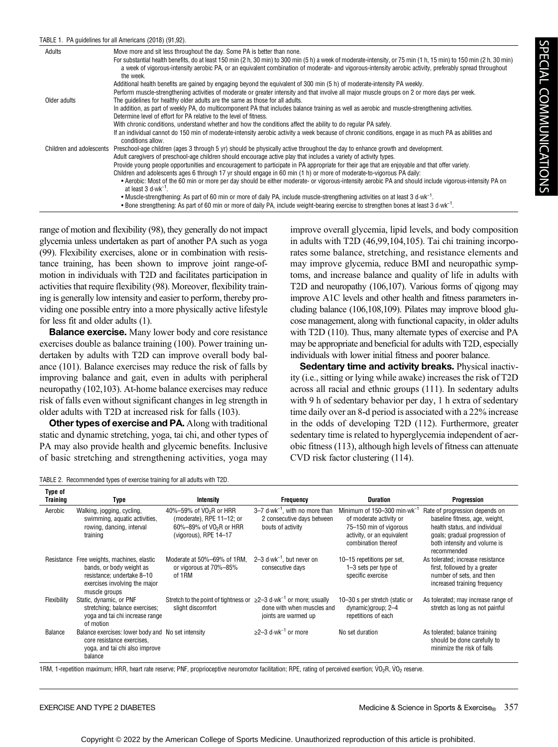TABLE 1. PA guidelines for all Americans (2018) (91,92).

| | |
|---|---|
| Adults | Move more and sit less throughout the day. Some PA is better than none.<br>For substantial health benefits, do at least 150 min (2 h, 30 min) to 300 min (5 h) a week of moderate-intensity, or 75 min (1 h, 15 min) to 150 min (2 h, 30 min) a week of vigorous-intensity aerobic PA, or an equivalent combination of moderate- and vigorous-intensity aerobic activity, preferably spread throughout the week.<br>Additional health benefits are gained by engaging beyond the equivalent of 300 min (5 h) of moderate-intensity PA weekly.<br>Perform muscle-strengthening activities of moderate or greater intensity and that involve all major muscle groups on 2 or more days per week. |
| Older adults | The guidelines for healthy older adults are the same as those for all adults.<br>In addition, as part of weekly PA, do multicomponent PA that includes balance training as well as aerobic and muscle-strengthening activities.<br>Determine level of effort for PA relative to the level of fitness.<br>With chronic conditions, understand whether and how the conditions affect the ability to do regular PA safely.<br>If an individual cannot do 150 min of moderate-intensity aerobic activity a week because of chronic conditions, engage in as much PA as abilities and conditions allow. |
| Children and adolescents | Preschool-age children (ages 3 through 5 yr) should be physically active throughout the day to enhance growth and development.<br>Adult caregivers of preschool-age children should encourage active play that includes a variety of activity types.<br>Provide young people opportunities and encouragement to participate in PA appropriate for their age that are enjoyable and that offer variety.<br>Children and adolescents ages 6 through 17 yr should engage in 60 min (1 h) or more of moderate-to-vigorous PA daily:<br>• Aerobic: Most of the 60 min or more per day should be either moderate- or vigorous-intensity aerobic PA and should include vigorous-intensity PA on at least 3 $d \cdot wk^{-1}$.<br>• Muscle-strengthening: As part of 60 min or more of daily PA, include muscle-strengthening activities on at least 3 $d \cdot wk^{-1}$.<br>• Bone strengthening: As part of 60 min or more of daily PA, include weight-bearing exercise to strengthen bones at least 3 $d \cdot wk^{-1}$. |

range of motion and flexibility (98), they generally do not impact glycemia unless undertaken as part of another PA such as yoga (99). Flexibility exercises, alone or in combination with resistance training, has been shown to improve joint range-of-motion in individuals with T2D and facilitates participation in activities that require flexibility (98). Moreover, flexibility training is generally low intensity and easier to perform, thereby providing one possible entry into a more physically active lifestyle for less fit and older adults (1).

**Balance exercise.** Many lower body and core resistance exercises double as balance training (100). Power training undertaken by adults with T2D can improve overall body balance (101). Balance exercises may reduce the risk of falls by improving balance and gait, even in adults with peripheral neuropathy (102,103). At-home balance exercises may reduce risk of falls even without significant changes in leg strength in older adults with T2D at increased risk for falls (103).

**Other types of exercise and PA.** Along with traditional static and dynamic stretching, yoga, tai chi, and other types of PA may also provide health and glycemic benefits. Inclusive of basic stretching and strengthening activities, yoga may improve overall glycemia, lipid levels, and body composition in adults with T2D (46,99,104,105). Tai chi training incorporates some balance, stretching, and resistance elements and may improve glycemia, reduce BMI and neuropathic symptoms, and increase balance and quality of life in adults with T2D and neuropathy (106,107). Various forms of qigong may improve A1C levels and other health and fitness parameters including balance (106,108,109). Pilates may improve blood glucose management, along with functional capacity, in older adults with T2D (110). Thus, many alternate types of exercise and PA may be appropriate and beneficial for adults with T2D, especially individuals with lower initial fitness and poorer balance.

**Sedentary time and activity breaks.** Physical inactivity (i.e., sitting or lying while awake) increases the risk of T2D across all racial and ethnic groups (111). In sedentary adults with 9 h of sedentary behavior per day, 1 h extra of sedentary time daily over an 8-d period is associated with a 22% increase in the odds of developing T2D (112). Furthermore, greater sedentary time is related to hyperglycemia independent of aerobic fitness (113), although high levels of fitness can attenuate CVD risk factor clustering (114).

TABLE 2. Recommended types of exercise training for all adults with T2D.

| Type of Training | Type | Intensity | Frequency | Duration | Progression |
|---|---|---|---|---|---|
| Aerobic | Walking, jogging, cycling, swimming, aquatic activities, rowing, dancing, interval training | 40%–59% of $\dot{V}O_2R$ or HRR (moderate), RPE 11–12; or 60%–89% of $\dot{V}O_2R$ or HRR (vigorous), RPE 14–17 | 3–7 $d \cdot wk^{-1}$, with no more than 2 consecutive days between bouts of activity | Minimum of 150–300 $min \cdot wk^{-1}$ of moderate activity or 75–150 min of vigorous activity, or an equivalent combination thereof | Rate of progression depends on baseline fitness, age, weight, health status, and individual goals; gradual progression of both intensity and volume is recommended |
| Resistance | Free weights, machines, elastic bands, or body weight as resistance; undertake 8–10 exercises involving the major muscle groups | Moderate at 50%–69% of 1RM, or vigorous at 70%–85% of 1RM | 2–3 $d \cdot wk^{-1}$, but never on consecutive days | 10–15 repetitions per set, 1–3 sets per type of specific exercise | As tolerated; increase resistance first, followed by a greater number of sets, and then increased training frequency |
| Flexibility | Static, dynamic, or PNF stretching; balance exercises; yoga and tai chi increase range of motion | Stretch to the point of tightness or slight discomfort | ≥2–3 $d \cdot wk^{-1}$ or more; usually done with when muscles and joints are warmed up | 10–30 s per stretch (static or dynamic)group; 2–4 repetitions of each | As tolerated; may increase range of stretch as long as not painful |
| Balance | Balance exercises: lower body and core resistance exercises, yoga, and tai chi also improve balance | No set intensity | ≥2–3 $d \cdot wk^{-1}$ or more | No set duration | As tolerated; balance training should be done carefully to minimize the risk of falls |

1RM, 1-repetition maximum; HRR, heart rate reserve; PNF, proprioceptive neuromotor facilitation; RPE, rating of perceived exertion; $\dot{V}O_2R$, $\dot{V}O_2$ reserve.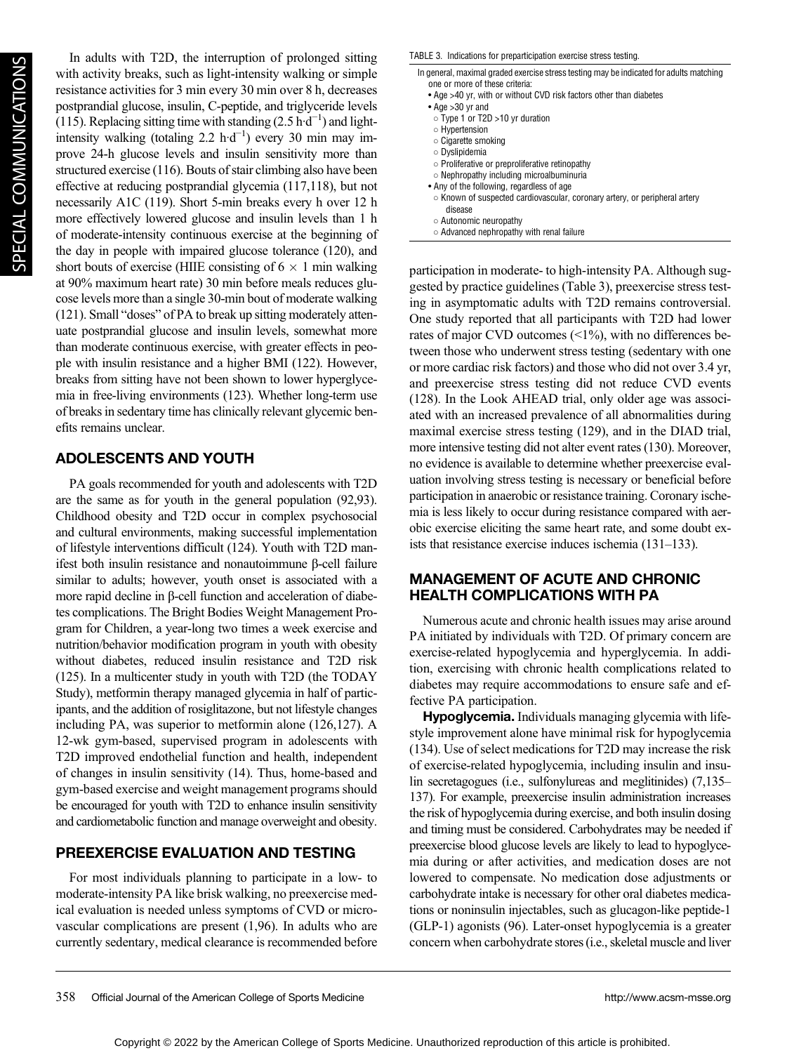In adults with T2D, the interruption of prolonged sitting with activity breaks, such as light-intensity walking or simple resistance activities for 3 min every 30 min over 8 h, decreases postprandial glucose, insulin, C-peptide, and triglyceride levels (115). Replacing sitting time with standing ($2.5\ h \cdot d^{-1}$) and light-intensity walking (totaling $2.2\ h \cdot d^{-1}$) every 30 min may improve 24-h glucose levels and insulin sensitivity more than structured exercise (116). Bouts of stair climbing also have been effective at reducing postprandial glycemia (117,118), but not necessarily A1C (119). Short 5-min breaks every h over 12 h more effectively lowered glucose and insulin levels than 1 h of moderate-intensity continuous exercise at the beginning of the day in people with impaired glucose tolerance (120), and short bouts of exercise (HIIE consisting of $6 \times 1$ min walking at 90% maximum heart rate) 30 min before meals reduces glucose levels more than a single 30-min bout of moderate walking (121). Small "doses" of PA to break up sitting moderately attenuate postprandial glucose and insulin levels, somewhat more than moderate continuous exercise, with greater effects in people with insulin resistance and a higher BMI (122). However, breaks from sitting have not been shown to lower hyperglycemia in free-living environments (123). Whether long-term use of breaks in sedentary time has clinically relevant glycemic benefits remains unclear.

## ADOLESCENTS AND YOUTH

PA goals recommended for youth and adolescents with T2D are the same as for youth in the general population (92,93). Childhood obesity and T2D occur in complex psychosocial and cultural environments, making successful implementation of lifestyle interventions difficult (124). Youth with T2D manifest both insulin resistance and nonautoimmune β-cell failure similar to adults; however, youth onset is associated with a more rapid decline in β-cell function and acceleration of diabetes complications. The Bright Bodies Weight Management Program for Children, a year-long two times a week exercise and nutrition/behavior modification program in youth with obesity without diabetes, reduced insulin resistance and T2D risk (125). In a multicenter study in youth with T2D (the TODAY Study), metformin therapy managed glycemia in half of participants, and the addition of rosiglitazone, but not lifestyle changes including PA, was superior to metformin alone (126,127). A 12-wk gym-based, supervised program in adolescents with T2D improved endothelial function and health, independent of changes in insulin sensitivity (14). Thus, home-based and gym-based exercise and weight management programs should be encouraged for youth with T2D to enhance insulin sensitivity and cardiometabolic function and manage overweight and obesity.

## PREEXERCISE EVALUATION AND TESTING

For most individuals planning to participate in a low- to moderate-intensity PA like brisk walking, no preexercise medical evaluation is needed unless symptoms of CVD or microvascular complications are present (1,96). In adults who are currently sedentary, medical clearance is recommended before participation in moderate- to high-intensity PA. Although suggested by practice guidelines (Table 3), preexercise stress testing in asymptomatic adults with T2D remains controversial. One study reported that all participants with T2D had lower rates of major CVD outcomes (<1%), with no differences between those who underwent stress testing (sedentary with one or more cardiac risk factors) and those who did not over 3.4 yr, and preexercise stress testing did not reduce CVD events (128). In the Look AHEAD trial, only older age was associated with an increased prevalence of all abnormalities during maximal exercise stress testing (129), and in the DIAD trial, more intensive testing did not alter event rates (130). Moreover, no evidence is available to determine whether preexercise evaluation involving stress testing is necessary or beneficial before participation in anaerobic or resistance training. Coronary ischemia is less likely to occur during resistance compared with aerobic exercise eliciting the same heart rate, and some doubt exists that resistance exercise induces ischemia (131–133).

TABLE 3. Indications for preparticipation exercise stress testing.

In general, maximal graded exercise stress testing may be indicated for adults matching one or more of these criteria:

- Age >40 yr, with or without CVD risk factors other than diabetes
- Age >30 yr and
  - Type 1 or T2D >10 yr duration
  - Hypertension
  - Cigarette smoking
  - Dyslipidemia
  - Proliferative or preproliferative retinopathy
  - Nephropathy including microalbuminuria
- Any of the following, regardless of age
  - Known of suspected cardiovascular, coronary artery, or peripheral artery disease
  - Autonomic neuropathy
  - Advanced nephropathy with renal failure

## MANAGEMENT OF ACUTE AND CHRONIC HEALTH COMPLICATIONS WITH PA

Numerous acute and chronic health issues may arise around PA initiated by individuals with T2D. Of primary concern are exercise-related hypoglycemia and hyperglycemia. In addition, exercising with chronic health complications related to diabetes may require accommodations to ensure safe and effective PA participation.

**Hypoglycemia.** Individuals managing glycemia with lifestyle improvement alone have minimal risk for hypoglycemia (134). Use of select medications for T2D may increase the risk of exercise-related hypoglycemia, including insulin and insulin secretagogues (i.e., sulfonylureas and meglitinides) (7,135–137). For example, preexercise insulin administration increases the risk of hypoglycemia during exercise, and both insulin dosing and timing must be considered. Carbohydrates may be needed if preexercise blood glucose levels are likely to lead to hypoglycemia during or after activities, and medication doses are not lowered to compensate. No medication dose adjustments or carbohydrate intake is necessary for other oral diabetes medications or noninsulin injectables, such as glucagon-like peptide-1 (GLP-1) agonists (96). Later-onset hypoglycemia is a greater concern when carbohydrate stores (i.e., skeletal muscle and liver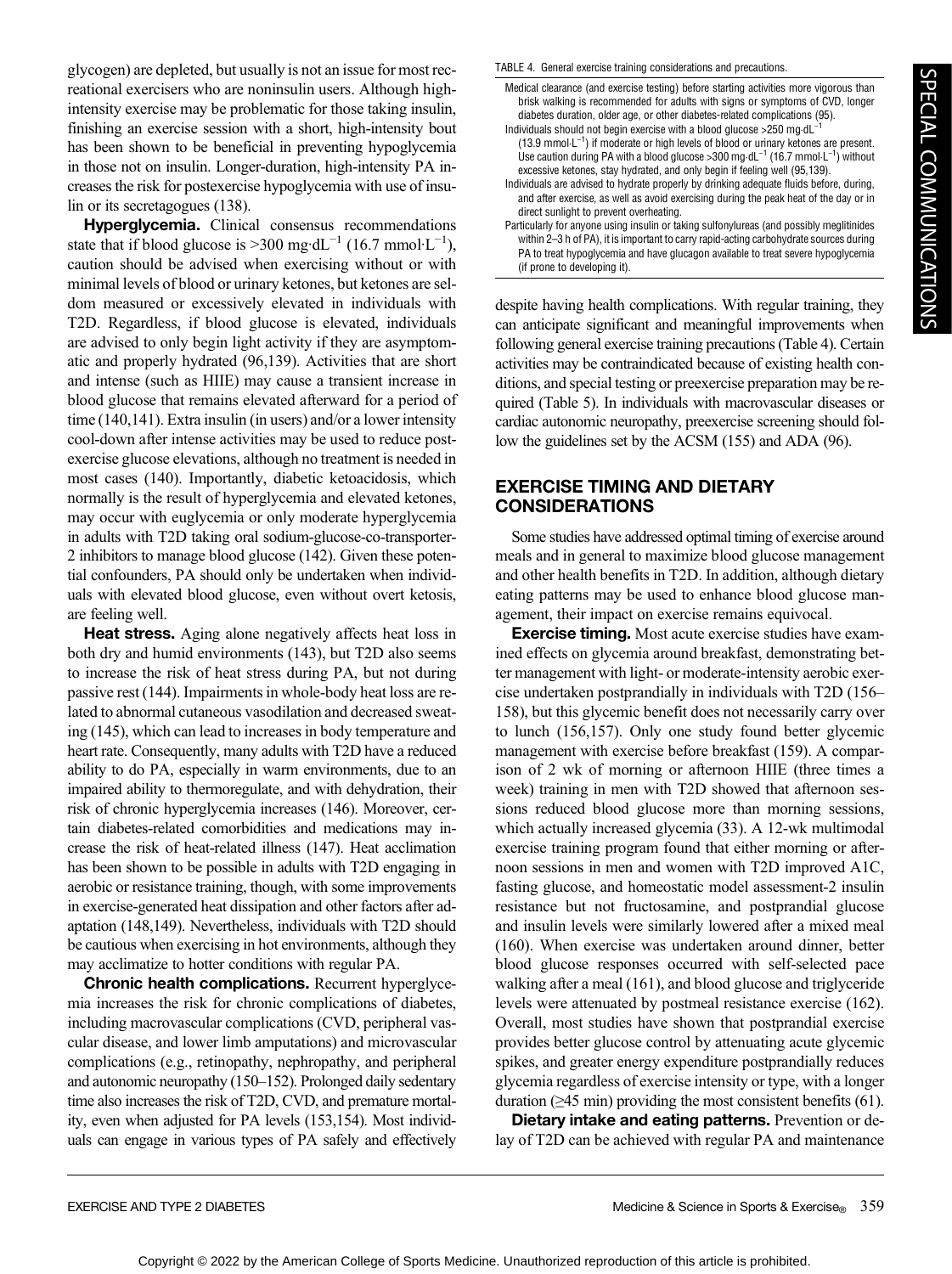glycogen) are depleted, but usually is not an issue for most recreational exercisers who are noninsulin users. Although high-intensity exercise may be problematic for those taking insulin, finishing an exercise session with a short, high-intensity bout has been shown to be beneficial in preventing hypoglycemia in those not on insulin. Longer-duration, high-intensity PA increases the risk for postexercise hypoglycemia with use of insulin or its secretagogues (138).

**Hyperglycemia.** Clinical consensus recommendations state that if blood glucose is >300 mg·dL$^{-1}$ (16.7 mmol·L$^{-1}$), caution should be advised when exercising without or with minimal levels of blood or urinary ketones, but ketones are seldom measured or excessively elevated in individuals with T2D. Regardless, if blood glucose is elevated, individuals are advised to only begin light activity if they are asymptomatic and properly hydrated (96,139). Activities that are short and intense (such as HIIE) may cause a transient increase in blood glucose that remains elevated afterward for a period of time (140,141). Extra insulin (in users) and/or a lower intensity cool-down after intense activities may be used to reduce postexercise glucose elevations, although no treatment is needed in most cases (140). Importantly, diabetic ketoacidosis, which normally is the result of hyperglycemia and elevated ketones, may occur with euglycemia or only moderate hyperglycemia in adults with T2D taking oral sodium-glucose-co-transporter-2 inhibitors to manage blood glucose (142). Given these potential confounders, PA should only be undertaken when individuals with elevated blood glucose, even without overt ketosis, are feeling well.

**Heat stress.** Aging alone negatively affects heat loss in both dry and humid environments (143), but T2D also seems to increase the risk of heat stress during PA, but not during passive rest (144). Impairments in whole-body heat loss are related to abnormal cutaneous vasodilation and decreased sweating (145), which can lead to increases in body temperature and heart rate. Consequently, many adults with T2D have a reduced ability to do PA, especially in warm environments, due to an impaired ability to thermoregulate, and with dehydration, their risk of chronic hyperglycemia increases (146). Moreover, certain diabetes-related comorbidities and medications may increase the risk of heat-related illness (147). Heat acclimation has been shown to be possible in adults with T2D engaging in aerobic or resistance training, though, with some improvements in exercise-generated heat dissipation and other factors after adaptation (148,149). Nevertheless, individuals with T2D should be cautious when exercising in hot environments, although they may acclimatize to hotter conditions with regular PA.

**Chronic health complications.** Recurrent hyperglycemia increases the risk for chronic complications of diabetes, including macrovascular complications (CVD, peripheral vascular disease, and lower limb amputations) and microvascular complications (e.g., retinopathy, nephropathy, and peripheral and autonomic neuropathy (150–152). Prolonged daily sedentary time also increases the risk of T2D, CVD, and premature mortality, even when adjusted for PA levels (153,154). Most individuals can engage in various types of PA safely and effectively despite having health complications. With regular training, they can anticipate significant and meaningful improvements when following general exercise training precautions (Table 4). Certain activities may be contraindicated because of existing health conditions, and special testing or preexercise preparation may be required (Table 5). In individuals with macrovascular diseases or cardiac autonomic neuropathy, preexercise screening should follow the guidelines set by the ACSM (155) and ADA (96).

TABLE 4. General exercise training considerations and precautions.

| |
|---|
| Medical clearance (and exercise testing) before starting activities more vigorous than brisk walking is recommended for adults with signs or symptoms of CVD, longer diabetes duration, older age, or other diabetes-related complications (95). |
| Individuals should not begin exercise with a blood glucose >250 mg·dL$^{-1}$ (13.9 mmol·L$^{-1}$) if moderate or high levels of blood or urinary ketones are present. Use caution during PA with a blood glucose >300 mg·dL$^{-1}$ (16.7 mmol·L$^{-1}$) without excessive ketones, stay hydrated, and only begin if feeling well (95,139). |
| Individuals are advised to hydrate properly by drinking adequate fluids before, during, and after exercise, as well as avoid exercising during the peak heat of the day or in direct sunlight to prevent overheating. |
| Particularly for anyone using insulin or taking sulfonylureas (and possibly meglitinides within 2–3 h of PA), it is important to carry rapid-acting carbohydrate sources during PA to treat hypoglycemia and have glucagon available to treat severe hypoglycemia (if prone to developing it). |

## EXERCISE TIMING AND DIETARY CONSIDERATIONS

Some studies have addressed optimal timing of exercise around meals and in general to maximize blood glucose management and other health benefits in T2D. In addition, although dietary eating patterns may be used to enhance blood glucose management, their impact on exercise remains equivocal.

**Exercise timing.** Most acute exercise studies have examined effects on glycemia around breakfast, demonstrating better management with light- or moderate-intensity aerobic exercise undertaken postprandially in individuals with T2D (156–158), but this glycemic benefit does not necessarily carry over to lunch (156,157). Only one study found better glycemic management with exercise before breakfast (159). A comparison of 2 wk of morning or afternoon HIIE (three times a week) training in men with T2D showed that afternoon sessions reduced blood glucose more than morning sessions, which actually increased glycemia (33). A 12-wk multimodal exercise training program found that either morning or afternoon sessions in men and women with T2D improved A1C, fasting glucose, and homeostatic model assessment-2 insulin resistance but not fructosamine, and postprandial glucose and insulin levels were similarly lowered after a mixed meal (160). When exercise was undertaken around dinner, better blood glucose responses occurred with self-selected pace walking after a meal (161), and blood glucose and triglyceride levels were attenuated by postmeal resistance exercise (162). Overall, most studies have shown that postprandial exercise provides better glucose control by attenuating acute glycemic spikes, and greater energy expenditure postprandially reduces glycemia regardless of exercise intensity or type, with a longer duration (≥45 min) providing the most consistent benefits (61).

**Dietary intake and eating patterns.** Prevention or delay of T2D can be achieved with regular PA and maintenance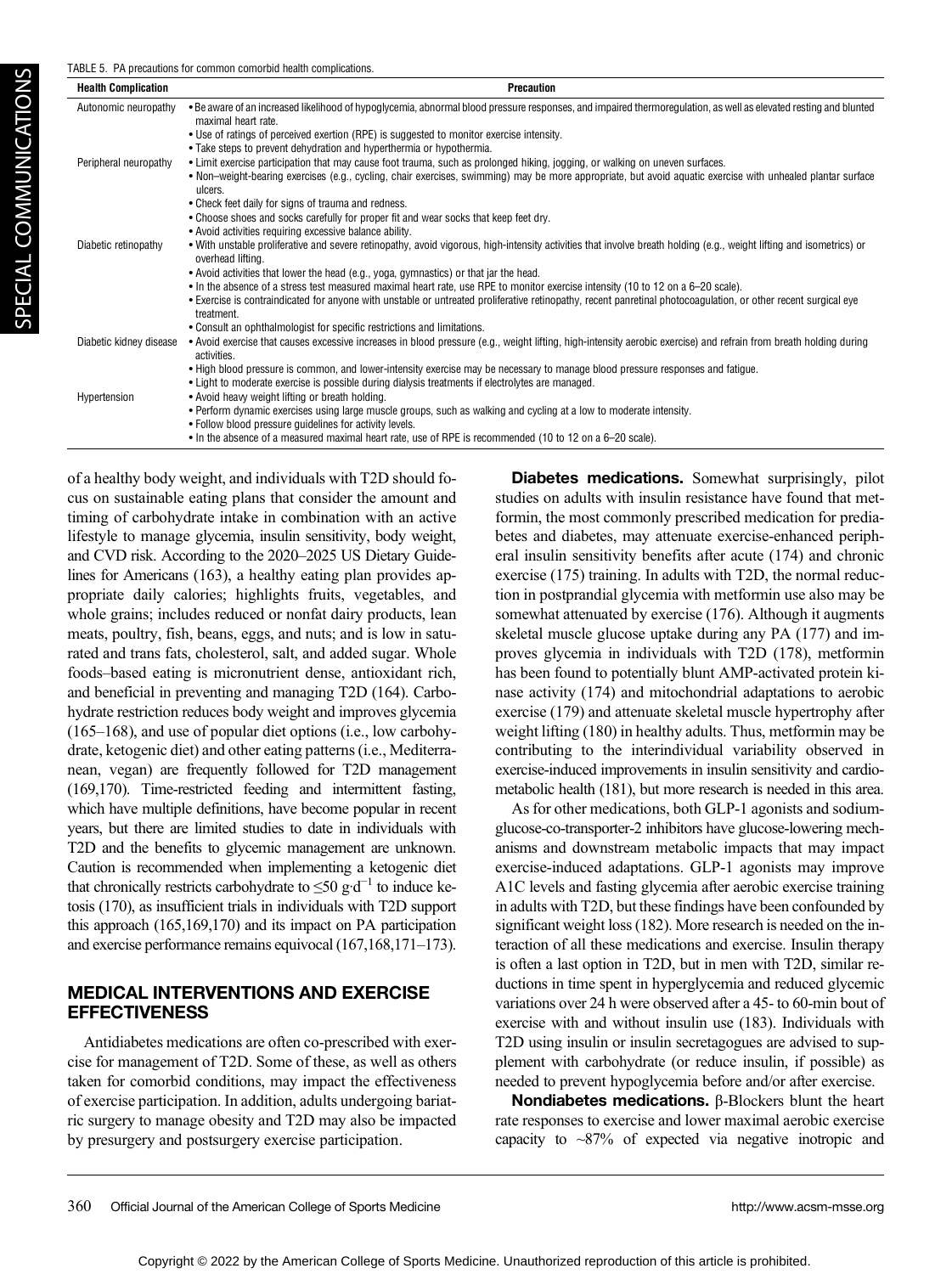TABLE 5. PA precautions for common comorbid health complications.

| Health Complication | Precaution |
|---|---|
| Autonomic neuropathy | • Be aware of an increased likelihood of hypoglycemia, abnormal blood pressure responses, and impaired thermoregulation, as well as elevated resting and blunted maximal heart rate.<br>• Use of ratings of perceived exertion (RPE) is suggested to monitor exercise intensity.<br>• Take steps to prevent dehydration and hyperthermia or hypothermia. |
| Peripheral neuropathy | • Limit exercise participation that may cause foot trauma, such as prolonged hiking, jogging, or walking on uneven surfaces.<br>• Non–weight-bearing exercises (e.g., cycling, chair exercises, swimming) may be more appropriate, but avoid aquatic exercise with unhealed plantar surface ulcers.<br>• Check feet daily for signs of trauma and redness.<br>• Choose shoes and socks carefully for proper fit and wear socks that keep feet dry.<br>• Avoid activities requiring excessive balance ability. |
| Diabetic retinopathy | • With unstable proliferative and severe retinopathy, avoid vigorous, high-intensity activities that involve breath holding (e.g., weight lifting and isometrics) or overhead lifting.<br>• Avoid activities that lower the head (e.g., yoga, gymnastics) or that jar the head.<br>• In the absence of a stress test measured maximal heart rate, use RPE to monitor exercise intensity (10 to 12 on a 6–20 scale).<br>• Exercise is contraindicated for anyone with unstable or untreated proliferative retinopathy, recent panretinal photocoagulation, or other recent surgical eye treatment.<br>• Consult an ophthalmologist for specific restrictions and limitations. |
| Diabetic kidney disease | • Avoid exercise that causes excessive increases in blood pressure (e.g., weight lifting, high-intensity aerobic exercise) and refrain from breath holding during activities.<br>• High blood pressure is common, and lower-intensity exercise may be necessary to manage blood pressure responses and fatigue.<br>• Light to moderate exercise is possible during dialysis treatments if electrolytes are managed. |
| Hypertension | • Avoid heavy weight lifting or breath holding.<br>• Perform dynamic exercises using large muscle groups, such as walking and cycling at a low to moderate intensity.<br>• Follow blood pressure guidelines for activity levels.<br>• In the absence of a measured maximal heart rate, use of RPE is recommended (10 to 12 on a 6–20 scale). |

of a healthy body weight, and individuals with T2D should focus on sustainable eating plans that consider the amount and timing of carbohydrate intake in combination with an active lifestyle to manage glycemia, insulin sensitivity, body weight, and CVD risk. According to the 2020–2025 US Dietary Guidelines for Americans (163), a healthy eating plan provides appropriate daily calories; highlights fruits, vegetables, and whole grains; includes reduced or nonfat dairy products, lean meats, poultry, fish, beans, eggs, and nuts; and is low in saturated and trans fats, cholesterol, salt, and added sugar. Whole foods–based eating is micronutrient dense, antioxidant rich, and beneficial in preventing and managing T2D (164). Carbohydrate restriction reduces body weight and improves glycemia (165–168), and use of popular diet options (i.e., low carbohydrate, ketogenic diet) and other eating patterns (i.e., Mediterranean, vegan) are frequently followed for T2D management (169,170). Time-restricted feeding and intermittent fasting, which have multiple definitions, have become popular in recent years, but there are limited studies to date in individuals with T2D and the benefits to glycemic management are unknown. Caution is recommended when implementing a ketogenic diet that chronically restricts carbohydrate to $\leq 50\ \text{g}\cdot\text{d}^{-1}$ to induce ketosis (170), as insufficient trials in individuals with T2D support this approach (165,169,170) and its impact on PA participation and exercise performance remains equivocal (167,168,171–173).

## MEDICAL INTERVENTIONS AND EXERCISE EFFECTIVENESS

Antidiabetes medications are often co-prescribed with exercise for management of T2D. Some of these, as well as others taken for comorbid conditions, may impact the effectiveness of exercise participation. In addition, adults undergoing bariatric surgery to manage obesity and T2D may also be impacted by presurgery and postsurgery exercise participation.

**Diabetes medications.** Somewhat surprisingly, pilot studies on adults with insulin resistance have found that metformin, the most commonly prescribed medication for prediabetes and diabetes, may attenuate exercise-enhanced peripheral insulin sensitivity benefits after acute (174) and chronic exercise (175) training. In adults with T2D, the normal reduction in postprandial glycemia with metformin use also may be somewhat attenuated by exercise (176). Although it augments skeletal muscle glucose uptake during any PA (177) and improves glycemia in individuals with T2D (178), metformin has been found to potentially blunt AMP-activated protein kinase activity (174) and mitochondrial adaptations to aerobic exercise (179) and attenuate skeletal muscle hypertrophy after weight lifting (180) in healthy adults. Thus, metformin may be contributing to the interindividual variability observed in exercise-induced improvements in insulin sensitivity and cardiometabolic health (181), but more research is needed in this area.

As for other medications, both GLP-1 agonists and sodium-glucose-co-transporter-2 inhibitors have glucose-lowering mechanisms and downstream metabolic impacts that may impact exercise-induced adaptations. GLP-1 agonists may improve A1C levels and fasting glycemia after aerobic exercise training in adults with T2D, but these findings have been confounded by significant weight loss (182). More research is needed on the interaction of all these medications and exercise. Insulin therapy is often a last option in T2D, but in men with T2D, similar reductions in time spent in hyperglycemia and reduced glycemic variations over 24 h were observed after a 45- to 60-min bout of exercise with and without insulin use (183). Individuals with T2D using insulin or insulin secretagogues are advised to supplement with carbohydrate (or reduce insulin, if possible) as needed to prevent hypoglycemia before and/or after exercise.

**Nondiabetes medications.** β-Blockers blunt the heart rate responses to exercise and lower maximal aerobic exercise capacity to ~87% of expected via negative inotropic and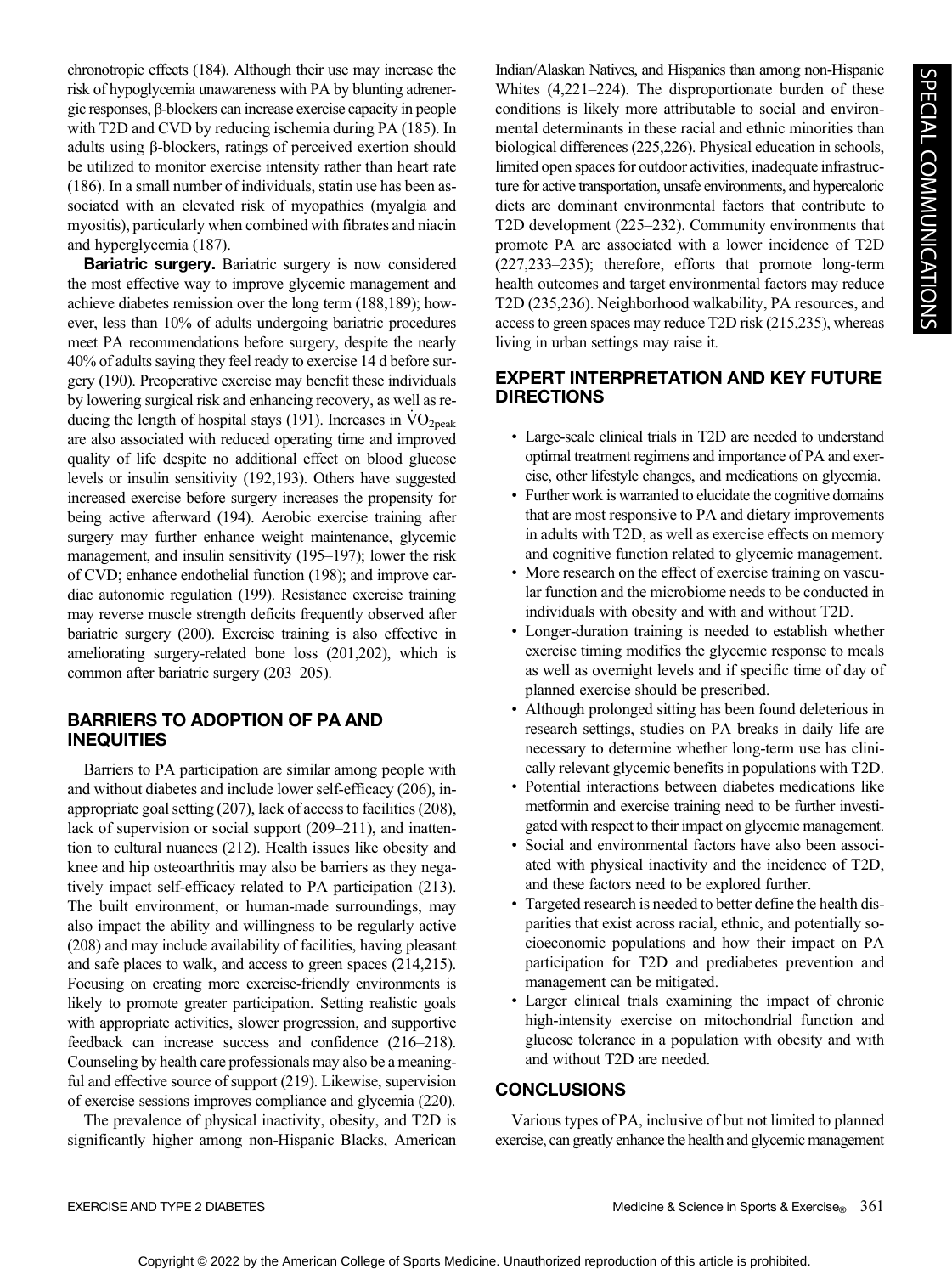chronotropic effects (184). Although their use may increase the risk of hypoglycemia unawareness with PA by blunting adrenergic responses, β-blockers can increase exercise capacity in people with T2D and CVD by reducing ischemia during PA (185). In adults using β-blockers, ratings of perceived exertion should be utilized to monitor exercise intensity rather than heart rate (186). In a small number of individuals, statin use has been associated with an elevated risk of myopathies (myalgia and myositis), particularly when combined with fibrates and niacin and hyperglycemia (187).

**Bariatric surgery.** Bariatric surgery is now considered the most effective way to improve glycemic management and achieve diabetes remission over the long term (188,189); however, less than 10% of adults undergoing bariatric procedures meet PA recommendations before surgery, despite the nearly 40% of adults saying they feel ready to exercise 14 d before surgery (190). Preoperative exercise may benefit these individuals by lowering surgical risk and enhancing recovery, as well as reducing the length of hospital stays (191). Increases in $\dot{V}O_{2peak}$ are also associated with reduced operating time and improved quality of life despite no additional effect on blood glucose levels or insulin sensitivity (192,193). Others have suggested increased exercise before surgery increases the propensity for being active afterward (194). Aerobic exercise training after surgery may further enhance weight maintenance, glycemic management, and insulin sensitivity (195–197); lower the risk of CVD; enhance endothelial function (198); and improve cardiac autonomic regulation (199). Resistance exercise training may reverse muscle strength deficits frequently observed after bariatric surgery (200). Exercise training is also effective in ameliorating surgery-related bone loss (201,202), which is common after bariatric surgery (203–205).

## BARRIERS TO ADOPTION OF PA AND INEQUITIES

Barriers to PA participation are similar among people with and without diabetes and include lower self-efficacy (206), inappropriate goal setting (207), lack of access to facilities (208), lack of supervision or social support (209–211), and inattention to cultural nuances (212). Health issues like obesity and knee and hip osteoarthritis may also be barriers as they negatively impact self-efficacy related to PA participation (213). The built environment, or human-made surroundings, may also impact the ability and willingness to be regularly active (208) and may include availability of facilities, having pleasant and safe places to walk, and access to green spaces (214,215). Focusing on creating more exercise-friendly environments is likely to promote greater participation. Setting realistic goals with appropriate activities, slower progression, and supportive feedback can increase success and confidence (216–218). Counseling by health care professionals may also be a meaningful and effective source of support (219). Likewise, supervision of exercise sessions improves compliance and glycemia (220).

The prevalence of physical inactivity, obesity, and T2D is significantly higher among non-Hispanic Blacks, American Indian/Alaskan Natives, and Hispanics than among non-Hispanic Whites (4,221–224). The disproportionate burden of these conditions is likely more attributable to social and environmental determinants in these racial and ethnic minorities than biological differences (225,226). Physical education in schools, limited open spaces for outdoor activities, inadequate infrastructure for active transportation, unsafe environments, and hypercaloric diets are dominant environmental factors that contribute to T2D development (225–232). Community environments that promote PA are associated with a lower incidence of T2D (227,233–235); therefore, efforts that promote long-term health outcomes and target environmental factors may reduce T2D (235,236). Neighborhood walkability, PA resources, and access to green spaces may reduce T2D risk (215,235), whereas living in urban settings may raise it.

## EXPERT INTERPRETATION AND KEY FUTURE DIRECTIONS

- Large-scale clinical trials in T2D are needed to understand optimal treatment regimens and importance of PA and exercise, other lifestyle changes, and medications on glycemia.
- Further work is warranted to elucidate the cognitive domains that are most responsive to PA and dietary improvements in adults with T2D, as well as exercise effects on memory and cognitive function related to glycemic management.
- More research on the effect of exercise training on vascular function and the microbiome needs to be conducted in individuals with obesity and with and without T2D.
- Longer-duration training is needed to establish whether exercise timing modifies the glycemic response to meals as well as overnight levels and if specific time of day of planned exercise should be prescribed.
- Although prolonged sitting has been found deleterious in research settings, studies on PA breaks in daily life are necessary to determine whether long-term use has clinically relevant glycemic benefits in populations with T2D.
- Potential interactions between diabetes medications like metformin and exercise training need to be further investigated with respect to their impact on glycemic management.
- Social and environmental factors have also been associated with physical inactivity and the incidence of T2D, and these factors need to be explored further.
- Targeted research is needed to better define the health disparities that exist across racial, ethnic, and potentially socioeconomic populations and how their impact on PA participation for T2D and prediabetes prevention and management can be mitigated.
- Larger clinical trials examining the impact of chronic high-intensity exercise on mitochondrial function and glucose tolerance in a population with obesity and with and without T2D are needed.

## CONCLUSIONS

Various types of PA, inclusive of but not limited to planned exercise, can greatly enhance the health and glycemic management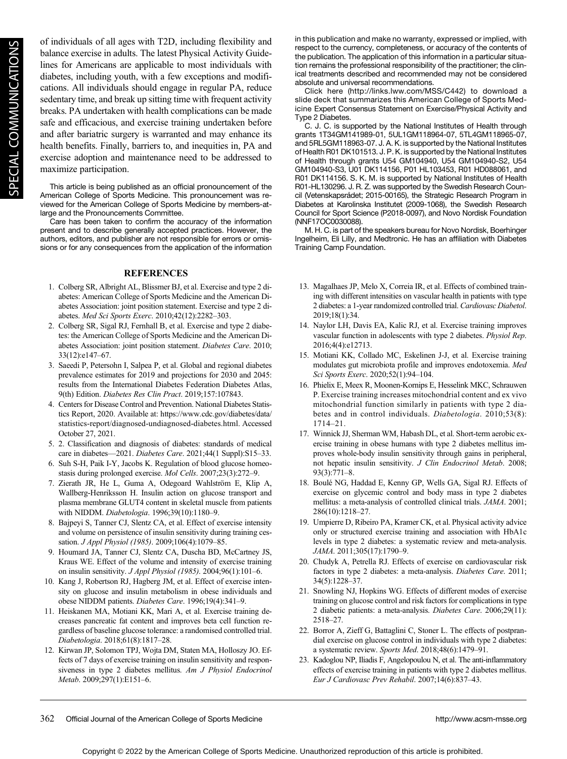of individuals of all ages with T2D, including flexibility and balance exercise in adults. The latest Physical Activity Guidelines for Americans are applicable to most individuals with diabetes, including youth, with a few exceptions and modifications. All individuals should engage in regular PA, reduce sedentary time, and break up sitting time with frequent activity breaks. PA undertaken with health complications can be made safe and efficacious, and exercise training undertaken before and after bariatric surgery is warranted and may enhance its health benefits. Finally, barriers to, and inequities in, PA and exercise adoption and maintenance need to be addressed to maximize participation.

This article is being published as an official pronouncement of the American College of Sports Medicine. This pronouncement was reviewed for the American College of Sports Medicine by members-at-large and the Pronouncements Committee.

Care has been taken to confirm the accuracy of the information present and to describe generally accepted practices. However, the authors, editors, and publisher are not responsible for errors or omissions or for any consequences from the application of the information in this publication and make no warranty, expressed or implied, with respect to the currency, completeness, or accuracy of the contents of the publication. The application of this information in a particular situation remains the professional responsibility of the practitioner; the clinical treatments described and recommended may not be considered absolute and universal recommendations.

Click here (http://links.lww.com/MSS/C442) to download a slide deck that summarizes this American College of Sports Medicine Expert Consensus Statement on Exercise/Physical Activity and Type 2 Diabetes.

C. J. C. is supported by the National Institutes of Health through grants 1T34GM141989-01, 5UL1GM118964-07, 5TL4GM118965-07, and 5RL5GM118963-07. J. A. K. is supported by the National Institutes of Health R01 DK101513. J. P. K. is supported by the National Institutes of Health through grants U54 GM104940, U54 GM104940-S2, U54 GM104940-S3, U01 DK114156, P01 HL103453, R01 HD088061, and R01 DK114156. S. K. M. is supported by National Institutes of Health R01-HL130296. J. R. Z. was supported by the Swedish Research Council (Vetenskapsrådet; 2015-00165), the Strategic Research Program in Diabetes at Karolinska Institutet (2009-1068), the Swedish Research Council for Sport Science (P2018-0097), and Novo Nordisk Foundation (NNF17OC0030088).

M. H. C. is part of the speakers bureau for Novo Nordisk, Boerhinger Ingelheim, Eli Lilly, and Medtronic. He has an affiliation with Diabetes Training Camp Foundation.

## REFERENCES

1. Colberg SR, Albright AL, Blissmer BJ, et al. Exercise and type 2 diabetes: American College of Sports Medicine and the American Diabetes Association: joint position statement. Exercise and type 2 diabetes. *Med Sci Sports Exerc*. 2010;42(12):2282–303.
2. Colberg SR, Sigal RJ, Fernhall B, et al. Exercise and type 2 diabetes: the American College of Sports Medicine and the American Diabetes Association: joint position statement. *Diabetes Care*. 2010; 33(12):e147–67.
3. Saeedi P, Petersohn I, Salpea P, et al. Global and regional diabetes prevalence estimates for 2019 and projections for 2030 and 2045: results from the International Diabetes Federation Diabetes Atlas, 9(th) Edition. *Diabetes Res Clin Pract*. 2019;157:107843.
4. Centers for Disease Control and Prevention. National Diabetes Statistics Report, 2020. Available at: https://www.cdc.gov/diabetes/data/statistics-report/diagnosed-undiagnosed-diabetes.html. Accessed October 27, 2021.
5. 2. Classification and diagnosis of diabetes: standards of medical care in diabetes—2021. *Diabetes Care*. 2021;44(1 Suppl):S15–33.
6. Suh S-H, Paik I-Y, Jacobs K. Regulation of blood glucose homeostasis during prolonged exercise. *Mol Cells*. 2007;23(3):272–9.
7. Zierath JR, He L, Guma A, Odegoard Wahlström E, Klip A, Wallberg-Henriksson H. Insulin action on glucose transport and plasma membrane GLUT4 content in skeletal muscle from patients with NIDDM. *Diabetologia*. 1996;39(10):1180–9.
8. Bajpeyi S, Tanner CJ, Slentz CA, et al. Effect of exercise intensity and volume on persistence of insulin sensitivity during training cessation. *J Appl Physiol (1985)*. 2009;106(4):1079–85.
9. Houmard JA, Tanner CJ, Slentz CA, Duscha BD, McCartney JS, Kraus WE. Effect of the volume and intensity of exercise training on insulin sensitivity. *J Appl Physiol (1985)*. 2004;96(1):101–6.
10. Kang J, Robertson RJ, Hagberg JM, et al. Effect of exercise intensity on glucose and insulin metabolism in obese individuals and obese NIDDM patients. *Diabetes Care*. 1996;19(4):341–9.
11. Heiskanen MA, Motiani KK, Mari A, et al. Exercise training decreases pancreatic fat content and improves beta cell function regardless of baseline glucose tolerance: a randomised controlled trial. *Diabetologia*. 2018;61(8):1817–28.
12. Kirwan JP, Solomon TPJ, Wojta DM, Staten MA, Holloszy JO. Effects of 7 days of exercise training on insulin sensitivity and responsiveness in type 2 diabetes mellitus. *Am J Physiol Endocrinol Metab*. 2009;297(1):E151–6.
13. Magalhaes JP, Melo X, Correia IR, et al. Effects of combined training with different intensities on vascular health in patients with type 2 diabetes: a 1-year randomized controlled trial. *Cardiovasc Diabetol*. 2019;18(1):34.
14. Naylor LH, Davis EA, Kalic RJ, et al. Exercise training improves vascular function in adolescents with type 2 diabetes. *Physiol Rep*. 2016;4(4):e12713.
15. Motiani KK, Collado MC, Eskelinen J-J, et al. Exercise training modulates gut microbiota profile and improves endotoxemia. *Med Sci Sports Exerc*. 2020;52(1):94–104.
16. Phielix E, Meex R, Moonen-Kornips E, Hesselink MKC, Schrauwen P. Exercise training increases mitochondrial content and ex vivo mitochondrial function similarly in patients with type 2 diabetes and in control individuals. *Diabetologia*. 2010;53(8): 1714–21.
17. Winnick JJ, Sherman WM, Habash DL, et al. Short-term aerobic exercise training in obese humans with type 2 diabetes mellitus improves whole-body insulin sensitivity through gains in peripheral, not hepatic insulin sensitivity. *J Clin Endocrinol Metab*. 2008; 93(3):771–8.
18. Boulé NG, Haddad E, Kenny GP, Wells GA, Sigal RJ. Effects of exercise on glycemic control and body mass in type 2 diabetes mellitus: a meta-analysis of controlled clinical trials. *JAMA*. 2001; 286(10):1218–27.
19. Umpierre D, Ribeiro PA, Kramer CK, et al. Physical activity advice only or structured exercise training and association with HbA1c levels in type 2 diabetes: a systematic review and meta-analysis. *JAMA*. 2011;305(17):1790–9.
20. Chudyk A, Petrella RJ. Effects of exercise on cardiovascular risk factors in type 2 diabetes: a meta-analysis. *Diabetes Care*. 2011; 34(5):1228–37.
21. Snowling NJ, Hopkins WG. Effects of different modes of exercise training on glucose control and risk factors for complications in type 2 diabetic patients: a meta-analysis. *Diabetes Care*. 2006;29(11): 2518–27.
22. Borror A, Zieff G, Battaglini C, Stoner L. The effects of postprandial exercise on glucose control in individuals with type 2 diabetes: a systematic review. *Sports Med*. 2018;48(6):1479–91.
23. Kadoglou NP, Iliadis F, Angelopoulou N, et al. The anti-inflammatory effects of exercise training in patients with type 2 diabetes mellitus. *Eur J Cardiovasc Prev Rehabil*. 2007;14(6):837–43.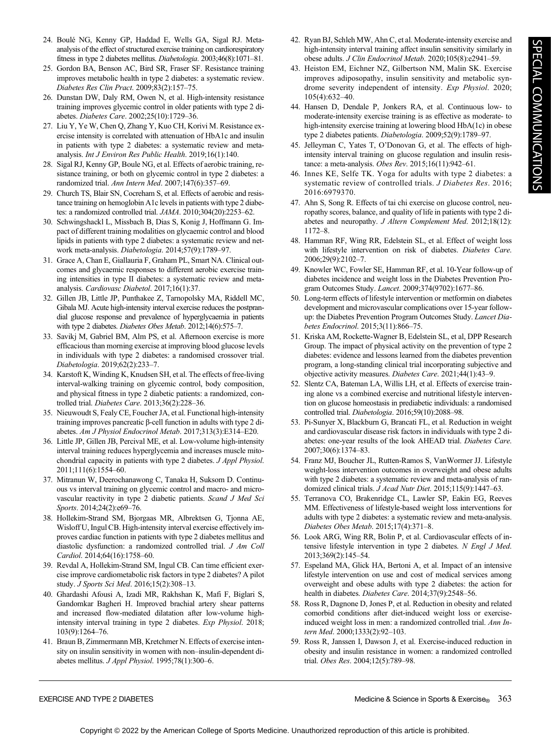24. Boulé NG, Kenny GP, Haddad E, Wells GA, Sigal RJ. Meta-analysis of the effect of structured exercise training on cardiorespiratory fitness in type 2 diabetes mellitus. *Diabetologia*. 2003;46(8):1071–81.
25. Gordon BA, Benson AC, Bird SR, Fraser SF. Resistance training improves metabolic health in type 2 diabetes: a systematic review. *Diabetes Res Clin Pract*. 2009;83(2):157–75.
26. Dunstan DW, Daly RM, Owen N, et al. High-intensity resistance training improves glycemic control in older patients with type 2 diabetes. *Diabetes Care*. 2002;25(10):1729–36.
27. Liu Y, Ye W, Chen Q, Zhang Y, Kuo CH, Korivi M. Resistance exercise intensity is correlated with attenuation of HbA1c and insulin in patients with type 2 diabetes: a systematic review and meta-analysis. *Int J Environ Res Public Health*. 2019;16(1):140.
28. Sigal RJ, Kenny GP, Boule NG, et al. Effects of aerobic training, resistance training, or both on glycemic control in type 2 diabetes: a randomized trial. *Ann Intern Med*. 2007;147(6):357–69.
29. Church TS, Blair SN, Cocreham S, et al. Effects of aerobic and resistance training on hemoglobin A1c levels in patients with type 2 diabetes: a randomized controlled trial. *JAMA*. 2010;304(20):2253–62.
30. Schwingshackl L, Missbach B, Dias S, Konig J, Hoffmann G. Impact of different training modalities on glycaemic control and blood lipids in patients with type 2 diabetes: a systematic review and network meta-analysis. *Diabetologia*. 2014;57(9):1789–97.
31. Grace A, Chan E, Giallauria F, Graham PL, Smart NA. Clinical outcomes and glycaemic responses to different aerobic exercise training intensities in type II diabetes: a systematic review and meta-analysis. *Cardiovasc Diabetol*. 2017;16(1):37.
32. Gillen JB, Little JP, Punthakee Z, Tarnopolsky MA, Riddell MC, Gibala MJ. Acute high-intensity interval exercise reduces the postprandial glucose response and prevalence of hyperglycaemia in patients with type 2 diabetes. *Diabetes Obes Metab*. 2012;14(6):575–7.
33. Savikj M, Gabriel BM, Alm PS, et al. Afternoon exercise is more efficacious than morning exercise at improving blood glucose levels in individuals with type 2 diabetes: a randomised crossover trial. *Diabetologia*. 2019;62(2):233–7.
34. Karstoft K, Winding K, Knudsen SH, et al. The effects of free-living interval-walking training on glycemic control, body composition, and physical fitness in type 2 diabetic patients: a randomized, controlled trial. *Diabetes Care*. 2013;36(2):228–36.
35. Nieuwoudt S, Fealy CE, Foucher JA, et al. Functional high-intensity training improves pancreatic β-cell function in adults with type 2 diabetes. *Am J Physiol Endocrinol Metab*. 2017;313(3):E314–E20.
36. Little JP, Gillen JB, Percival ME, et al. Low-volume high-intensity interval training reduces hyperglycemia and increases muscle mitochondrial capacity in patients with type 2 diabetes. *J Appl Physiol*. 2011;111(6):1554–60.
37. Mitranun W, Deerochanawong C, Tanaka H, Suksom D. Continuous vs interval training on glycemic control and macro- and microvascular reactivity in type 2 diabetic patients. *Scand J Med Sci Sports*. 2014;24(2):e69–76.
38. Hollekim-Strand SM, Bjorgaas MR, Albrektsen G, Tjonna AE, Wisloff U, Ingul CB. High-intensity interval exercise effectively improves cardiac function in patients with type 2 diabetes mellitus and diastolic dysfunction: a randomized controlled trial. *J Am Coll Cardiol*. 2014;64(16):1758–60.
39. Revdal A, Hollekim-Strand SM, Ingul CB. Can time efficient exercise improve cardiometabolic risk factors in type 2 diabetes? A pilot study. *J Sports Sci Med*. 2016;15(2):308–13.
40. Ghardashi Afousi A, Izadi MR, Rakhshan K, Mafi F, Biglari S, Gandomkar Bagheri H. Improved brachial artery shear patterns and increased flow-mediated dilatation after low-volume high-intensity interval training in type 2 diabetes. *Exp Physiol*. 2018;103(9):1264–76.
41. Braun B, Zimmermann MB, Kretchmer N. Effects of exercise intensity on insulin sensitivity in women with non–insulin-dependent diabetes mellitus. *J Appl Physiol*. 1995;78(1):300–6.
42. Ryan BJ, Schleh MW, Ahn C, et al. Moderate-intensity exercise and high-intensity interval training affect insulin sensitivity similarly in obese adults. *J Clin Endocrinol Metab*. 2020;105(8):e2941–59.
43. Heiston EM, Eichner NZ, Gilbertson NM, Malin SK. Exercise improves adiposopathy, insulin sensitivity and metabolic syndrome severity independent of intensity. *Exp Physiol*. 2020; 105(4):632–40.
44. Hansen D, Dendale P, Jonkers RA, et al. Continuous low- to moderate-intensity exercise training is as effective as moderate- to high-intensity exercise training at lowering blood HbA(1c) in obese type 2 diabetes patients. *Diabetologia*. 2009;52(9):1789–97.
45. Jelleyman C, Yates T, O'Donovan G, et al. The effects of high-intensity interval training on glucose regulation and insulin resistance: a meta-analysis. *Obes Rev*. 2015;16(11):942–61.
46. Innes KE, Selfe TK. Yoga for adults with type 2 diabetes: a systematic review of controlled trials. *J Diabetes Res*. 2016; 2016:6979370.
47. Ahn S, Song R. Effects of tai chi exercise on glucose control, neuropathy scores, balance, and quality of life in patients with type 2 diabetes and neuropathy. *J Altern Complement Med*. 2012;18(12): 1172–8.
48. Hamman RF, Wing RR, Edelstein SL, et al. Effect of weight loss with lifestyle intervention on risk of diabetes. *Diabetes Care*. 2006;29(9):2102–7.
49. Knowler WC, Fowler SE, Hamman RF, et al. 10-Year follow-up of diabetes incidence and weight loss in the Diabetes Prevention Program Outcomes Study. *Lancet*. 2009;374(9702):1677–86.
50. Long-term effects of lifestyle intervention or metformin on diabetes development and microvascular complications over 15-year follow-up: the Diabetes Prevention Program Outcomes Study. *Lancet Diabetes Endocrinol*. 2015;3(11):866–75.
51. Kriska AM, Rockette-Wagner B, Edelstein SL, et al, DPP Research Group. The impact of physical activity on the prevention of type 2 diabetes: evidence and lessons learned from the diabetes prevention program, a long-standing clinical trial incorporating subjective and objective activity measures. *Diabetes Care*. 2021;44(1):43–9.
52. Slentz CA, Bateman LA, Willis LH, et al. Effects of exercise training alone vs a combined exercise and nutritional lifestyle intervention on glucose homeostasis in prediabetic individuals: a randomised controlled trial. *Diabetologia*. 2016;59(10):2088–98.
53. Pi-Sunyer X, Blackburn G, Brancati FL, et al. Reduction in weight and cardiovascular disease risk factors in individuals with type 2 diabetes: one-year results of the look AHEAD trial. *Diabetes Care*. 2007;30(6):1374–83.
54. Franz MJ, Boucher JL, Rutten-Ramos S, VanWormer JJ. Lifestyle weight-loss intervention outcomes in overweight and obese adults with type 2 diabetes: a systematic review and meta-analysis of randomized clinical trials. *J Acad Nutr Diet*. 2015;115(9):1447–63.
55. Terranova CO, Brakenridge CL, Lawler SP, Eakin EG, Reeves MM. Effectiveness of lifestyle-based weight loss interventions for adults with type 2 diabetes: a systematic review and meta-analysis. *Diabetes Obes Metab*. 2015;17(4):371–8.
56. Look ARG, Wing RR, Bolin P, et al. Cardiovascular effects of intensive lifestyle intervention in type 2 diabetes. *N Engl J Med*. 2013;369(2):145–54.
57. Espeland MA, Glick HA, Bertoni A, et al. Impact of an intensive lifestyle intervention on use and cost of medical services among overweight and obese adults with type 2 diabetes: the action for health in diabetes. *Diabetes Care*. 2014;37(9):2548–56.
58. Ross R, Dagnone D, Jones P, et al. Reduction in obesity and related comorbid conditions after diet-induced weight loss or exercise-induced weight loss in men: a randomized controlled trial. *Ann Intern Med*. 2000;1333(2):92–103.
59. Ross R, Janssen I, Dawson J, et al. Exercise-induced reduction in obesity and insulin resistance in women: a randomized controlled trial. *Obes Res*. 2004;12(5):789–98.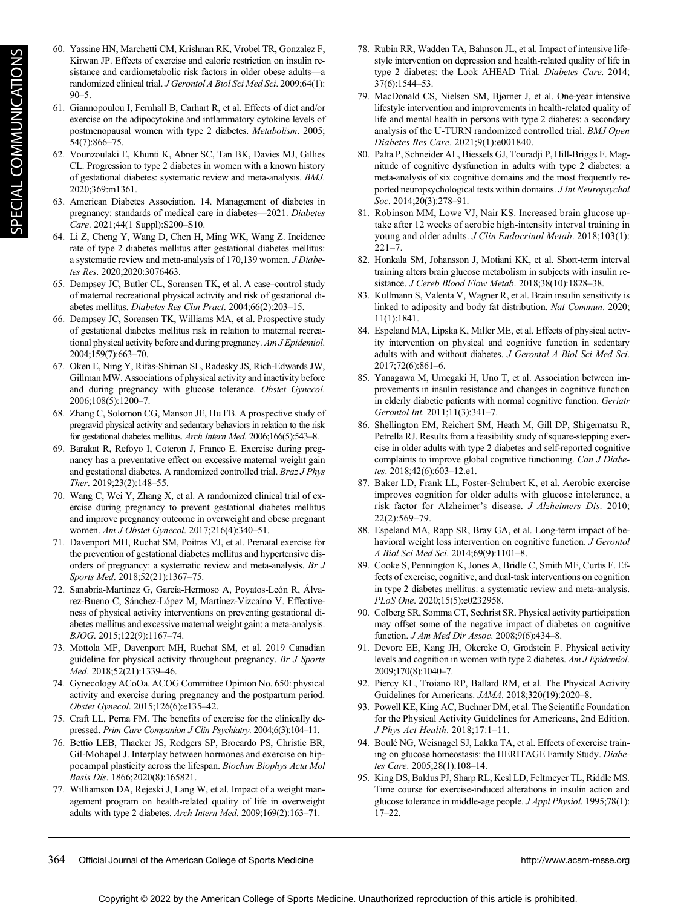60. Yassine HN, Marchetti CM, Krishnan RK, Vrobel TR, Gonzalez F, Kirwan JP. Effects of exercise and caloric restriction on insulin resistance and cardiometabolic risk factors in older obese adults—a randomized clinical trial. *J Gerontol A Biol Sci Med Sci*. 2009;64(1):90–5.
61. Giannopoulou I, Fernhall B, Carhart R, et al. Effects of diet and/or exercise on the adipocytokine and inflammatory cytokine levels of postmenopausal women with type 2 diabetes. *Metabolism*. 2005;54(7):866–75.
62. Vounzoulaki E, Khunti K, Abner SC, Tan BK, Davies MJ, Gillies CL. Progression to type 2 diabetes in women with a known history of gestational diabetes: systematic review and meta-analysis. *BMJ*. 2020;369:m1361.
63. American Diabetes Association. 14. Management of diabetes in pregnancy: standards of medical care in diabetes—2021. *Diabetes Care*. 2021;44(1 Suppl):S200–S10.
64. Li Z, Cheng Y, Wang D, Chen H, Ming WK, Wang Z. Incidence rate of type 2 diabetes mellitus after gestational diabetes mellitus: a systematic review and meta-analysis of 170,139 women. *J Diabetes Res*. 2020;2020:3076463.
65. Dempsey JC, Butler CL, Sorensen TK, et al. A case–control study of maternal recreational physical activity and risk of gestational diabetes mellitus. *Diabetes Res Clin Pract*. 2004;66(2):203–15.
66. Dempsey JC, Sorensen TK, Williams MA, et al. Prospective study of gestational diabetes mellitus risk in relation to maternal recreational physical activity before and during pregnancy. *Am J Epidemiol*. 2004;159(7):663–70.
67. Oken E, Ning Y, Rifas-Shiman SL, Radesky JS, Rich-Edwards JW, Gillman MW. Associations of physical activity and inactivity before and during pregnancy with glucose tolerance. *Obstet Gynecol*. 2006;108(5):1200–7.
68. Zhang C, Solomon CG, Manson JE, Hu FB. A prospective study of pregravid physical activity and sedentary behaviors in relation to the risk for gestational diabetes mellitus. *Arch Intern Med*. 2006;166(5):543–8.
69. Barakat R, Refoyo I, Coteron J, Franco E. Exercise during pregnancy has a preventative effect on excessive maternal weight gain and gestational diabetes. A randomized controlled trial. *Braz J Phys Ther*. 2019;23(2):148–55.
70. Wang C, Wei Y, Zhang X, et al. A randomized clinical trial of exercise during pregnancy to prevent gestational diabetes mellitus and improve pregnancy outcome in overweight and obese pregnant women. *Am J Obstet Gynecol*. 2017;216(4):340–51.
71. Davenport MH, Ruchat SM, Poitras VJ, et al. Prenatal exercise for the prevention of gestational diabetes mellitus and hypertensive disorders of pregnancy: a systematic review and meta-analysis. *Br J Sports Med*. 2018;52(21):1367–75.
72. Sanabria-Martínez G, García-Hermoso A, Poyatos-León R, Álvarez-Bueno C, Sánchez-López M, Martínez-Vizcaíno V. Effectiveness of physical activity interventions on preventing gestational diabetes mellitus and excessive maternal weight gain: a meta-analysis. *BJOG*. 2015;122(9):1167–74.
73. Mottola MF, Davenport MH, Ruchat SM, et al. 2019 Canadian guideline for physical activity throughout pregnancy. *Br J Sports Med*. 2018;52(21):1339–46.
74. Gynecology ACoOa. ACOG Committee Opinion No. 650: physical activity and exercise during pregnancy and the postpartum period. *Obstet Gynecol*. 2015;126(6):e135–42.
75. Craft LL, Perna FM. The benefits of exercise for the clinically depressed. *Prim Care Companion J Clin Psychiatry*. 2004;6(3):104–11.
76. Bettio LEB, Thacker JS, Rodgers SP, Brocardo PS, Christie BR, Gil-Mohapel J. Interplay between hormones and exercise on hippocampal plasticity across the lifespan. *Biochim Biophys Acta Mol Basis Dis*. 1866;2020(8):165821.
77. Williamson DA, Rejeski J, Lang W, et al. Impact of a weight management program on health-related quality of life in overweight adults with type 2 diabetes. *Arch Intern Med*. 2009;169(2):163–71.
78. Rubin RR, Wadden TA, Bahnson JL, et al. Impact of intensive lifestyle intervention on depression and health-related quality of life in type 2 diabetes: the Look AHEAD Trial. *Diabetes Care*. 2014;37(6):1544–53.
79. MacDonald CS, Nielsen SM, Bjørner J, et al. One-year intensive lifestyle intervention and improvements in health-related quality of life and mental health in persons with type 2 diabetes: a secondary analysis of the U-TURN randomized controlled trial. *BMJ Open Diabetes Res Care*. 2021;9(1):e001840.
80. Palta P, Schneider AL, Biessels GJ, Touradji P, Hill-Briggs F. Magnitude of cognitive dysfunction in adults with type 2 diabetes: a meta-analysis of six cognitive domains and the most frequently reported neuropsychological tests within domains. *J Int Neuropsychol Soc*. 2014;20(3):278–91.
81. Robinson MM, Lowe VJ, Nair KS. Increased brain glucose uptake after 12 weeks of aerobic high-intensity interval training in young and older adults. *J Clin Endocrinol Metab*. 2018;103(1):221–7.
82. Honkala SM, Johansson J, Motiani KK, et al. Short-term interval training alters brain glucose metabolism in subjects with insulin resistance. *J Cereb Blood Flow Metab*. 2018;38(10):1828–38.
83. Kullmann S, Valenta V, Wagner R, et al. Brain insulin sensitivity is linked to adiposity and body fat distribution. *Nat Commun*. 2020;11(1):1841.
84. Espeland MA, Lipska K, Miller ME, et al. Effects of physical activity intervention on physical and cognitive function in sedentary adults with and without diabetes. *J Gerontol A Biol Sci Med Sci*. 2017;72(6):861–6.
85. Yanagawa M, Umegaki H, Uno T, et al. Association between improvements in insulin resistance and changes in cognitive function in elderly diabetic patients with normal cognitive function. *Geriatr Gerontol Int*. 2011;11(3):341–7.
86. Shellington EM, Reichert SM, Heath M, Gill DP, Shigematsu R, Petrella RJ. Results from a feasibility study of square-stepping exercise in older adults with type 2 diabetes and self-reported cognitive complaints to improve global cognitive functioning. *Can J Diabetes*. 2018;42(6):603–12.e1.
87. Baker LD, Frank LL, Foster-Schubert K, et al. Aerobic exercise improves cognition for older adults with glucose intolerance, a risk factor for Alzheimer's disease. *J Alzheimers Dis*. 2010;22(2):569–79.
88. Espeland MA, Rapp SR, Bray GA, et al. Long-term impact of behavioral weight loss intervention on cognitive function. *J Gerontol A Biol Sci Med Sci*. 2014;69(9):1101–8.
89. Cooke S, Pennington K, Jones A, Bridle C, Smith MF, Curtis F. Effects of exercise, cognitive, and dual-task interventions on cognition in type 2 diabetes mellitus: a systematic review and meta-analysis. *PLoS One*. 2020;15(5):e0232958.
90. Colberg SR, Somma CT, Sechrist SR. Physical activity participation may offset some of the negative impact of diabetes on cognitive function. *J Am Med Dir Assoc*. 2008;9(6):434–8.
91. Devore EE, Kang JH, Okereke O, Grodstein F. Physical activity levels and cognition in women with type 2 diabetes. *Am J Epidemiol*. 2009;170(8):1040–7.
92. Piercy KL, Troiano RP, Ballard RM, et al. The Physical Activity Guidelines for Americans. *JAMA*. 2018;320(19):2020–8.
93. Powell KE, King AC, Buchner DM, et al. The Scientific Foundation for the Physical Activity Guidelines for Americans, 2nd Edition. *J Phys Act Health*. 2018;17:1–11.
94. Boulé NG, Weisnagel SJ, Lakka TA, et al. Effects of exercise training on glucose homeostasis: the HERITAGE Family Study. *Diabetes Care*. 2005;28(1):108–14.
95. King DS, Baldus PJ, Sharp RL, Kesl LD, Feltmeyer TL, Riddle MS. Time course for exercise-induced alterations in insulin action and glucose tolerance in middle-age people. *J Appl Physiol*. 1995;78(1):17–22.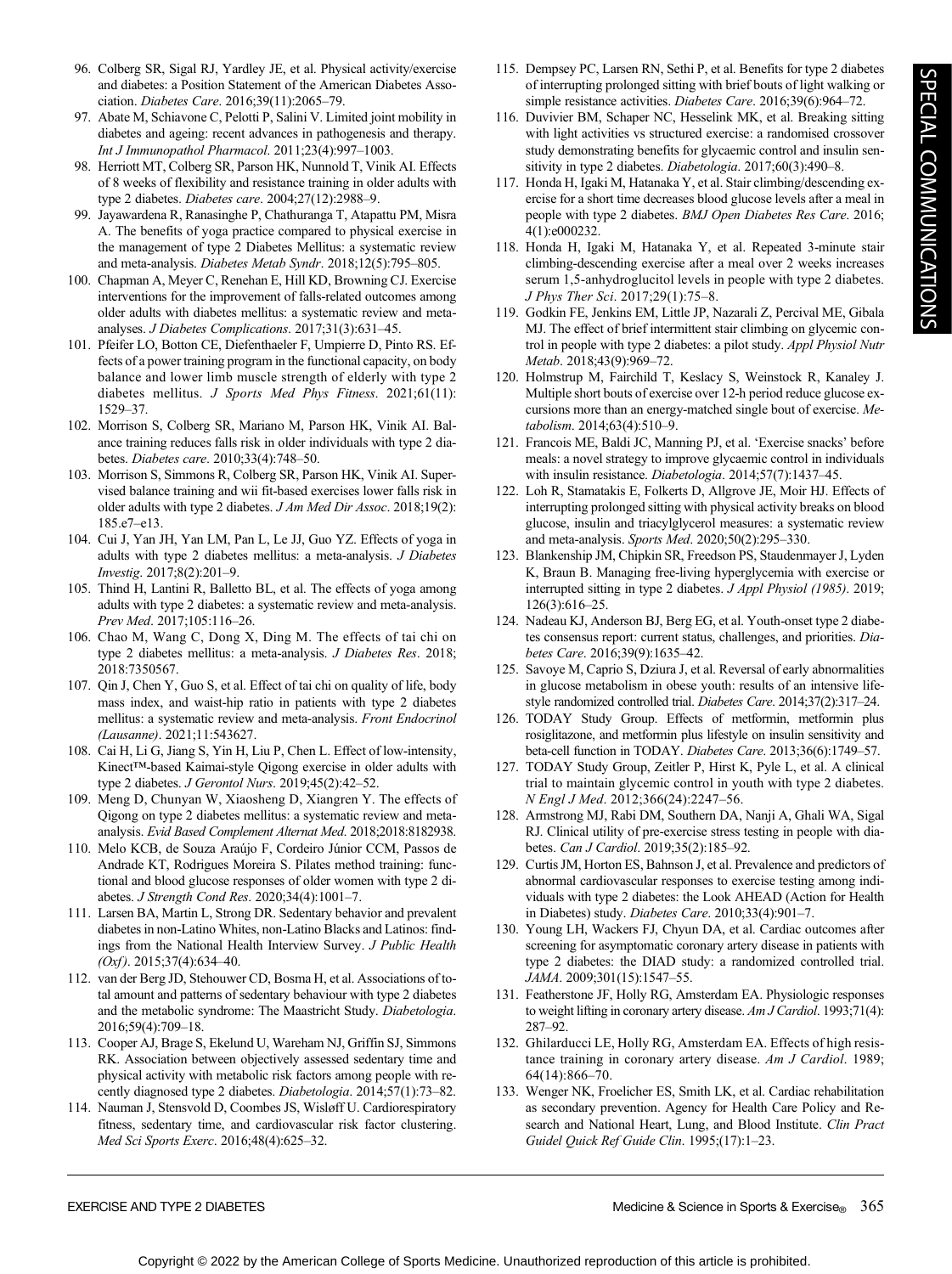96. Colberg SR, Sigal RJ, Yardley JE, et al. Physical activity/exercise and diabetes: a Position Statement of the American Diabetes Association. *Diabetes Care*. 2016;39(11):2065–79.
97. Abate M, Schiavone C, Pelotti P, Salini V. Limited joint mobility in diabetes and ageing: recent advances in pathogenesis and therapy. *Int J Immunopathol Pharmacol*. 2011;23(4):997–1003.
98. Herriott MT, Colberg SR, Parson HK, Nunnold T, Vinik AI. Effects of 8 weeks of flexibility and resistance training in older adults with type 2 diabetes. *Diabetes care*. 2004;27(12):2988–9.
99. Jayawardena R, Ranasinghe P, Chathuranga T, Atapattu PM, Misra A. The benefits of yoga practice compared to physical exercise in the management of type 2 Diabetes Mellitus: a systematic review and meta-analysis. *Diabetes Metab Syndr*. 2018;12(5):795–805.
100. Chapman A, Meyer C, Renehan E, Hill KD, Browning CJ. Exercise interventions for the improvement of falls-related outcomes among older adults with diabetes mellitus: a systematic review and meta-analyses. *J Diabetes Complications*. 2017;31(3):631–45.
101. Pfeifer LO, Botton CE, Diefenthaeler F, Umpierre D, Pinto RS. Effects of a power training program in the functional capacity, on body balance and lower limb muscle strength of elderly with type 2 diabetes mellitus. *J Sports Med Phys Fitness*. 2021;61(11):1529–37.
102. Morrison S, Colberg SR, Mariano M, Parson HK, Vinik AI. Balance training reduces falls risk in older individuals with type 2 diabetes. *Diabetes care*. 2010;33(4):748–50.
103. Morrison S, Simmons R, Colberg SR, Parson HK, Vinik AI. Supervised balance training and wii fit-based exercises lower falls risk in older adults with type 2 diabetes. *J Am Med Dir Assoc*. 2018;19(2):185.e7–e13.
104. Cui J, Yan JH, Yan LM, Pan L, Le JJ, Guo YZ. Effects of yoga in adults with type 2 diabetes mellitus: a meta-analysis. *J Diabetes Investig*. 2017;8(2):201–9.
105. Thind H, Lantini R, Balletto BL, et al. The effects of yoga among adults with type 2 diabetes: a systematic review and meta-analysis. *Prev Med*. 2017;105:116–26.
106. Chao M, Wang C, Dong X, Ding M. The effects of tai chi on type 2 diabetes mellitus: a meta-analysis. *J Diabetes Res*. 2018;2018:7350567.
107. Qin J, Chen Y, Guo S, et al. Effect of tai chi on quality of life, body mass index, and waist-hip ratio in patients with type 2 diabetes mellitus: a systematic review and meta-analysis. *Front Endocrinol (Lausanne)*. 2021;11:543627.
108. Cai H, Li G, Jiang S, Yin H, Liu P, Chen L. Effect of low-intensity, Kinect™-based Kaimai-style Qigong exercise in older adults with type 2 diabetes. *J Gerontol Nurs*. 2019;45(2):42–52.
109. Meng D, Chunyan W, Xiaosheng D, Xiangren Y. The effects of Qigong on type 2 diabetes mellitus: a systematic review and meta-analysis. *Evid Based Complement Alternat Med*. 2018;2018:8182938.
110. Melo KCB, de Souza Araújo F, Cordeiro Júnior CCM, Passos de Andrade KT, Rodrigues Moreira S. Pilates method training: functional and blood glucose responses of older women with type 2 diabetes. *J Strength Cond Res*. 2020;34(4):1001–7.
111. Larsen BA, Martin L, Strong DR. Sedentary behavior and prevalent diabetes in non-Latino Whites, non-Latino Blacks and Latinos: findings from the National Health Interview Survey. *J Public Health (Oxf)*. 2015;37(4):634–40.
112. van der Berg JD, Stehouwer CD, Bosma H, et al. Associations of total amount and patterns of sedentary behaviour with type 2 diabetes and the metabolic syndrome: The Maastricht Study. *Diabetologia*. 2016;59(4):709–18.
113. Cooper AJ, Brage S, Ekelund U, Wareham NJ, Griffin SJ, Simmons RK. Association between objectively assessed sedentary time and physical activity with metabolic risk factors among people with recently diagnosed type 2 diabetes. *Diabetologia*. 2014;57(1):73–82.
114. Nauman J, Stensvold D, Coombes JS, Wisløff U. Cardiorespiratory fitness, sedentary time, and cardiovascular risk factor clustering. *Med Sci Sports Exerc*. 2016;48(4):625–32.
115. Dempsey PC, Larsen RN, Sethi P, et al. Benefits for type 2 diabetes of interrupting prolonged sitting with brief bouts of light walking or simple resistance activities. *Diabetes Care*. 2016;39(6):964–72.
116. Duvivier BM, Schaper NC, Hesselink MK, et al. Breaking sitting with light activities vs structured exercise: a randomised crossover study demonstrating benefits for glycaemic control and insulin sensitivity in type 2 diabetes. *Diabetologia*. 2017;60(3):490–8.
117. Honda H, Igaki M, Hatanaka Y, et al. Stair climbing/descending exercise for a short time decreases blood glucose levels after a meal in people with type 2 diabetes. *BMJ Open Diabetes Res Care*. 2016;4(1):e000232.
118. Honda H, Igaki M, Hatanaka Y, et al. Repeated 3-minute stair climbing-descending exercise after a meal over 2 weeks increases serum 1,5-anhydroglucitol levels in people with type 2 diabetes. *J Phys Ther Sci*. 2017;29(1):75–8.
119. Godkin FE, Jenkins EM, Little JP, Nazarali Z, Percival ME, Gibala MJ. The effect of brief intermittent stair climbing on glycemic control in people with type 2 diabetes: a pilot study. *Appl Physiol Nutr Metab*. 2018;43(9):969–72.
120. Holmstrup M, Fairchild T, Keslacy S, Weinstock R, Kanaley J. Multiple short bouts of exercise over 12-h period reduce glucose excursions more than an energy-matched single bout of exercise. *Metabolism*. 2014;63(4):510–9.
121. Francois ME, Baldi JC, Manning PJ, et al. 'Exercise snacks' before meals: a novel strategy to improve glycaemic control in individuals with insulin resistance. *Diabetologia*. 2014;57(7):1437–45.
122. Loh R, Stamatakis E, Folkerts D, Allgrove JE, Moir HJ. Effects of interrupting prolonged sitting with physical activity breaks on blood glucose, insulin and triacylglycerol measures: a systematic review and meta-analysis. *Sports Med*. 2020;50(2):295–330.
123. Blankenship JM, Chipkin SR, Freedson PS, Staudenmayer J, Lyden K, Braun B. Managing free-living hyperglycemia with exercise or interrupted sitting in type 2 diabetes. *J Appl Physiol (1985)*. 2019;126(3):616–25.
124. Nadeau KJ, Anderson BJ, Berg EG, et al. Youth-onset type 2 diabetes consensus report: current status, challenges, and priorities. *Diabetes Care*. 2016;39(9):1635–42.
125. Savoye M, Caprio S, Dziura J, et al. Reversal of early abnormalities in glucose metabolism in obese youth: results of an intensive lifestyle randomized controlled trial. *Diabetes Care*. 2014;37(2):317–24.
126. TODAY Study Group. Effects of metformin, metformin plus rosiglitazone, and metformin plus lifestyle on insulin sensitivity and beta-cell function in TODAY. *Diabetes Care*. 2013;36(6):1749–57.
127. TODAY Study Group, Zeitler P, Hirst K, Pyle L, et al. A clinical trial to maintain glycemic control in youth with type 2 diabetes. *N Engl J Med*. 2012;366(24):2247–56.
128. Armstrong MJ, Rabi DM, Southern DA, Nanji A, Ghali WA, Sigal RJ. Clinical utility of pre-exercise stress testing in people with diabetes. *Can J Cardiol*. 2019;35(2):185–92.
129. Curtis JM, Horton ES, Bahnson J, et al. Prevalence and predictors of abnormal cardiovascular responses to exercise testing among individuals with type 2 diabetes: the Look AHEAD (Action for Health in Diabetes) study. *Diabetes Care*. 2010;33(4):901–7.
130. Young LH, Wackers FJ, Chyun DA, et al. Cardiac outcomes after screening for asymptomatic coronary artery disease in patients with type 2 diabetes: the DIAD study: a randomized controlled trial. *JAMA*. 2009;301(15):1547–55.
131. Featherstone JF, Holly RG, Amsterdam EA. Physiologic responses to weight lifting in coronary artery disease. *Am J Cardiol*. 1993;71(4):287–92.
132. Ghilarducci LE, Holly RG, Amsterdam EA. Effects of high resistance training in coronary artery disease. *Am J Cardiol*. 1989;64(14):866–70.
133. Wenger NK, Froelicher ES, Smith LK, et al. Cardiac rehabilitation as secondary prevention. Agency for Health Care Policy and Research and National Heart, Lung, and Blood Institute. *Clin Pract Guidel Quick Ref Guide Clin*. 1995;(17):1–23.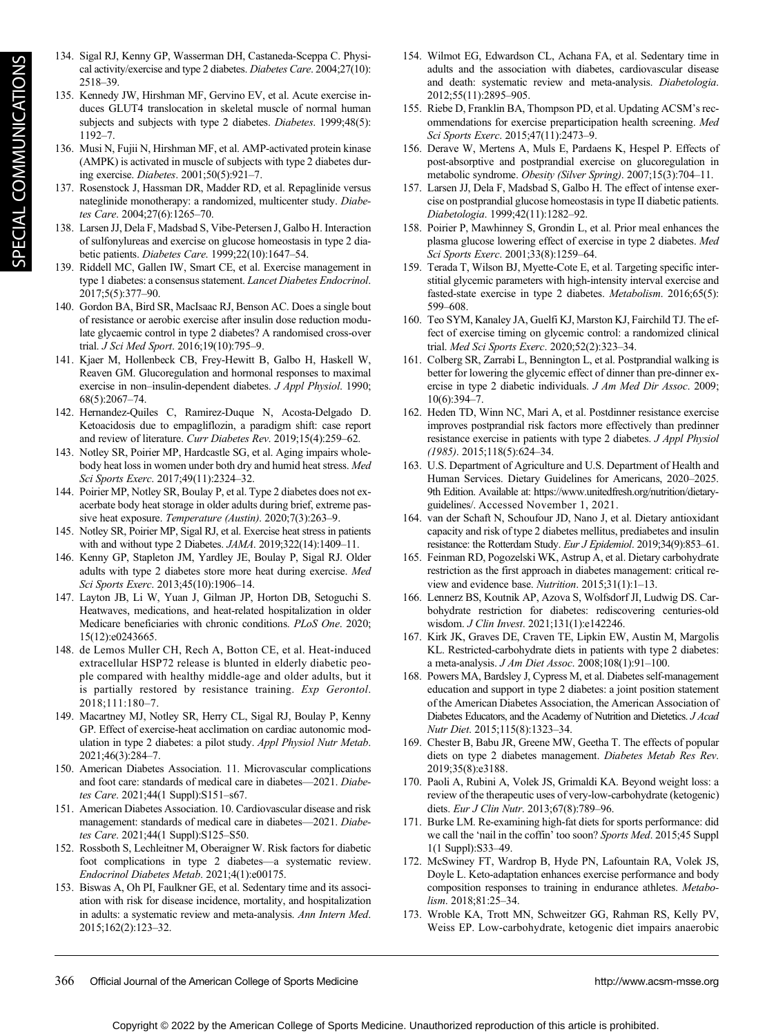134. Sigal RJ, Kenny GP, Wasserman DH, Castaneda-Sceppa C. Physical activity/exercise and type 2 diabetes. *Diabetes Care*. 2004;27(10): 2518–39.
135. Kennedy JW, Hirshman MF, Gervino EV, et al. Acute exercise induces GLUT4 translocation in skeletal muscle of normal human subjects and subjects with type 2 diabetes. *Diabetes*. 1999;48(5): 1192–7.
136. Musi N, Fujii N, Hirshman MF, et al. AMP-activated protein kinase (AMPK) is activated in muscle of subjects with type 2 diabetes during exercise. *Diabetes*. 2001;50(5):921–7.
137. Rosenstock J, Hassman DR, Madder RD, et al. Repaglinide versus nateglinide monotherapy: a randomized, multicenter study. *Diabetes Care*. 2004;27(6):1265–70.
138. Larsen JJ, Dela F, Madsbad S, Vibe-Petersen J, Galbo H. Interaction of sulfonylureas and exercise on glucose homeostasis in type 2 diabetic patients. *Diabetes Care*. 1999;22(10):1647–54.
139. Riddell MC, Gallen IW, Smart CE, et al. Exercise management in type 1 diabetes: a consensus statement. *Lancet Diabetes Endocrinol*. 2017;5(5):377–90.
140. Gordon BA, Bird SR, MacIsaac RJ, Benson AC. Does a single bout of resistance or aerobic exercise after insulin dose reduction modulate glycaemic control in type 2 diabetes? A randomised cross-over trial. *J Sci Med Sport*. 2016;19(10):795–9.
141. Kjaer M, Hollenbeck CB, Frey-Hewitt B, Galbo H, Haskell W, Reaven GM. Glucoregulation and hormonal responses to maximal exercise in non–insulin-dependent diabetes. *J Appl Physiol*. 1990; 68(5):2067–74.
142. Hernandez-Quiles C, Ramirez-Duque N, Acosta-Delgado D. Ketoacidosis due to empagliflozin, a paradigm shift: case report and review of literature. *Curr Diabetes Rev*. 2019;15(4):259–62.
143. Notley SR, Poirier MP, Hardcastle SG, et al. Aging impairs whole-body heat loss in women under both dry and humid heat stress. *Med Sci Sports Exerc*. 2017;49(11):2324–32.
144. Poirier MP, Notley SR, Boulay P, et al. Type 2 diabetes does not exacerbate body heat storage in older adults during brief, extreme passive heat exposure. *Temperature (Austin)*. 2020;7(3):263–9.
145. Notley SR, Poirier MP, Sigal RJ, et al. Exercise heat stress in patients with and without type 2 Diabetes. *JAMA*. 2019;322(14):1409–11.
146. Kenny GP, Stapleton JM, Yardley JE, Boulay P, Sigal RJ. Older adults with type 2 diabetes store more heat during exercise. *Med Sci Sports Exerc*. 2013;45(10):1906–14.
147. Layton JB, Li W, Yuan J, Gilman JP, Horton DB, Setoguchi S. Heatwaves, medications, and heat-related hospitalization in older Medicare beneficiaries with chronic conditions. *PLoS One*. 2020; 15(12):e0243665.
148. de Lemos Muller CH, Rech A, Botton CE, et al. Heat-induced extracellular HSP72 release is blunted in elderly diabetic people compared with healthy middle-age and older adults, but it is partially restored by resistance training. *Exp Gerontol*. 2018;111:180–7.
149. Macartney MJ, Notley SR, Herry CL, Sigal RJ, Boulay P, Kenny GP. Effect of exercise-heat acclimation on cardiac autonomic modulation in type 2 diabetes: a pilot study. *Appl Physiol Nutr Metab*. 2021;46(3):284–7.
150. American Diabetes Association. 11. Microvascular complications and foot care: standards of medical care in diabetes—2021. *Diabetes Care*. 2021;44(1 Suppl):S151–s67.
151. American Diabetes Association. 10. Cardiovascular disease and risk management: standards of medical care in diabetes—2021. *Diabetes Care*. 2021;44(1 Suppl):S125–S50.
152. Rossboth S, Lechleitner M, Oberaigner W. Risk factors for diabetic foot complications in type 2 diabetes—a systematic review. *Endocrinol Diabetes Metab*. 2021;4(1):e00175.
153. Biswas A, Oh PI, Faulkner GE, et al. Sedentary time and its association with risk for disease incidence, mortality, and hospitalization in adults: a systematic review and meta-analysis. *Ann Intern Med*. 2015;162(2):123–32.
154. Wilmot EG, Edwardson CL, Achana FA, et al. Sedentary time in adults and the association with diabetes, cardiovascular disease and death: systematic review and meta-analysis. *Diabetologia*. 2012;55(11):2895–905.
155. Riebe D, Franklin BA, Thompson PD, et al. Updating ACSM's recommendations for exercise preparticipation health screening. *Med Sci Sports Exerc*. 2015;47(11):2473–9.
156. Derave W, Mertens A, Muls E, Pardaens K, Hespel P. Effects of post-absorptive and postprandial exercise on glucoregulation in metabolic syndrome. *Obesity (Silver Spring)*. 2007;15(3):704–11.
157. Larsen JJ, Dela F, Madsbad S, Galbo H. The effect of intense exercise on postprandial glucose homeostasis in type II diabetic patients. *Diabetologia*. 1999;42(11):1282–92.
158. Poirier P, Mawhinney S, Grondin L, et al. Prior meal enhances the plasma glucose lowering effect of exercise in type 2 diabetes. *Med Sci Sports Exerc*. 2001;33(8):1259–64.
159. Terada T, Wilson BJ, Myette-Cote E, et al. Targeting specific interstitial glycemic parameters with high-intensity interval exercise and fasted-state exercise in type 2 diabetes. *Metabolism*. 2016;65(5): 599–608.
160. Teo SYM, Kanaley JA, Guelfi KJ, Marston KJ, Fairchild TJ. The effect of exercise timing on glycemic control: a randomized clinical trial. *Med Sci Sports Exerc*. 2020;52(2):323–34.
161. Colberg SR, Zarrabi L, Bennington L, et al. Postprandial walking is better for lowering the glycemic effect of dinner than pre-dinner exercise in type 2 diabetic individuals. *J Am Med Dir Assoc*. 2009; 10(6):394–7.
162. Heden TD, Winn NC, Mari A, et al. Postdinner resistance exercise improves postprandial risk factors more effectively than predinner resistance exercise in patients with type 2 diabetes. *J Appl Physiol (1985)*. 2015;118(5):624–34.
163. U.S. Department of Agriculture and U.S. Department of Health and Human Services. Dietary Guidelines for Americans, 2020–2025. 9th Edition. Available at: https://www.unitedfresh.org/nutrition/dietary-guidelines/. Accessed November 1, 2021.
164. van der Schaft N, Schoufour JD, Nano J, et al. Dietary antioxidant capacity and risk of type 2 diabetes mellitus, prediabetes and insulin resistance: the Rotterdam Study. *Eur J Epidemiol*. 2019;34(9):853–61.
165. Feinman RD, Pogozelski WK, Astrup A, et al. Dietary carbohydrate restriction as the first approach in diabetes management: critical review and evidence base. *Nutrition*. 2015;31(1):1–13.
166. Lennerz BS, Koutnik AP, Azova S, Wolfsdorf JI, Ludwig DS. Carbohydrate restriction for diabetes: rediscovering centuries-old wisdom. *J Clin Invest*. 2021;131(1):e142246.
167. Kirk JK, Graves DE, Craven TE, Lipkin EW, Austin M, Margolis KL. Restricted-carbohydrate diets in patients with type 2 diabetes: a meta-analysis. *J Am Diet Assoc*. 2008;108(1):91–100.
168. Powers MA, Bardsley J, Cypress M, et al. Diabetes self-management education and support in type 2 diabetes: a joint position statement of the American Diabetes Association, the American Association of Diabetes Educators, and the Academy of Nutrition and Dietetics. *J Acad Nutr Diet*. 2015;115(8):1323–34.
169. Chester B, Babu JR, Greene MW, Geetha T. The effects of popular diets on type 2 diabetes management. *Diabetes Metab Res Rev*. 2019;35(8):e3188.
170. Paoli A, Rubini A, Volek JS, Grimaldi KA. Beyond weight loss: a review of the therapeutic uses of very-low-carbohydrate (ketogenic) diets. *Eur J Clin Nutr*. 2013;67(8):789–96.
171. Burke LM. Re-examining high-fat diets for sports performance: did we call the 'nail in the coffin' too soon? *Sports Med*. 2015;45 Suppl 1(1 Suppl):S33–49.
172. McSwiney FT, Wardrop B, Hyde PN, Lafountain RA, Volek JS, Doyle L. Keto-adaptation enhances exercise performance and body composition responses to training in endurance athletes. *Metabolism*. 2018;81:25–34.
173. Wroble KA, Trott MN, Schweitzer GG, Rahman RS, Kelly PV, Weiss EP. Low-carbohydrate, ketogenic diet impairs anaerobic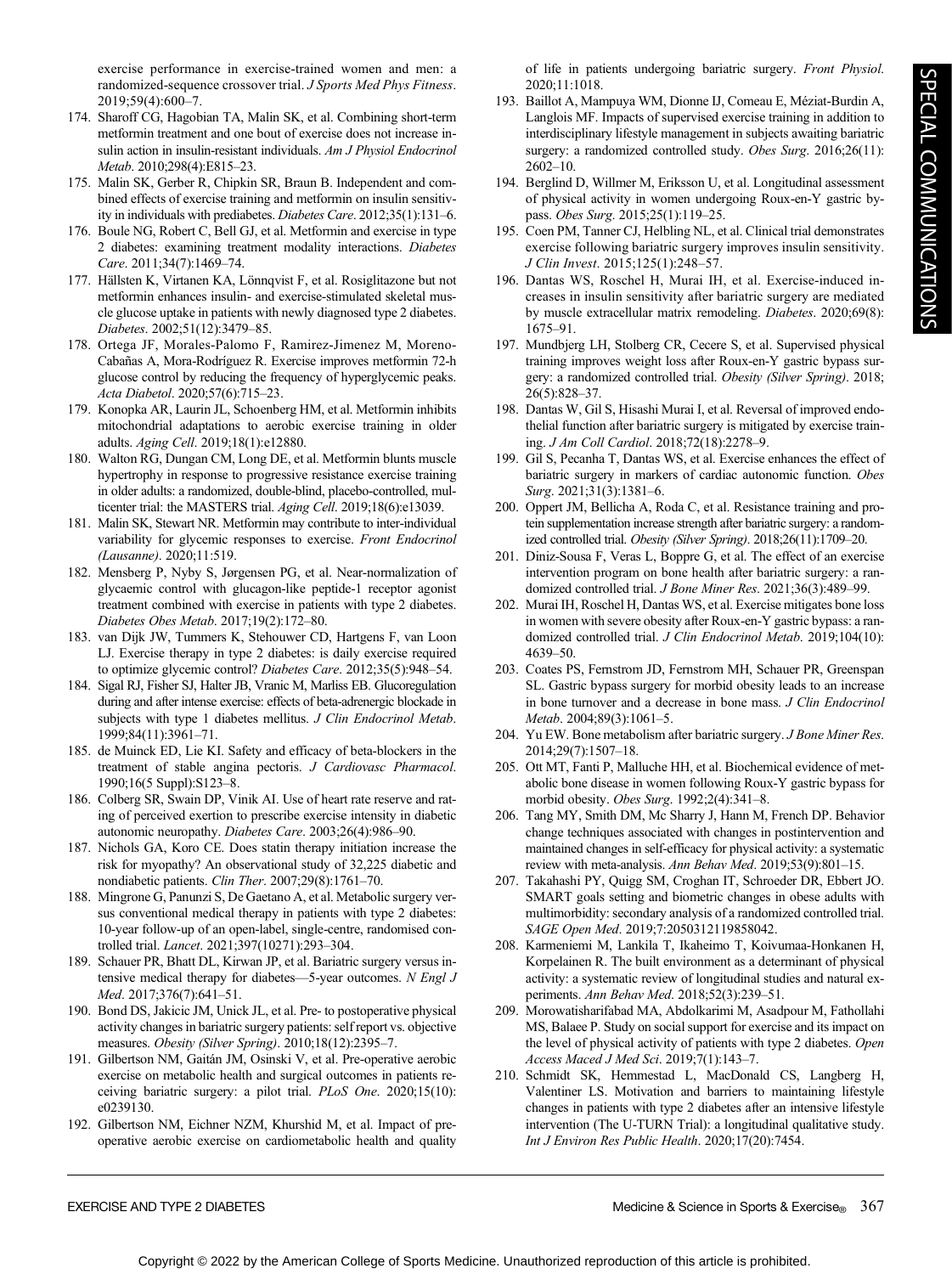exercise performance in exercise-trained women and men: a randomized-sequence crossover trial. *J Sports Med Phys Fitness*. 2019;59(4):600–7.

174. Sharoff CG, Hagobian TA, Malin SK, et al. Combining short-term metformin treatment and one bout of exercise does not increase insulin action in insulin-resistant individuals. *Am J Physiol Endocrinol Metab*. 2010;298(4):E815–23.
175. Malin SK, Gerber R, Chipkin SR, Braun B. Independent and combined effects of exercise training and metformin on insulin sensitivity in individuals with prediabetes. *Diabetes Care*. 2012;35(1):131–6.
176. Boule NG, Robert C, Bell GJ, et al. Metformin and exercise in type 2 diabetes: examining treatment modality interactions. *Diabetes Care*. 2011;34(7):1469–74.
177. Hällsten K, Virtanen KA, Lönnqvist F, et al. Rosiglitazone but not metformin enhances insulin- and exercise-stimulated skeletal muscle glucose uptake in patients with newly diagnosed type 2 diabetes. *Diabetes*. 2002;51(12):3479–85.
178. Ortega JF, Morales-Palomo F, Ramirez-Jimenez M, Moreno-Cabañas A, Mora-Rodríguez R. Exercise improves metformin 72-h glucose control by reducing the frequency of hyperglycemic peaks. *Acta Diabetol*. 2020;57(6):715–23.
179. Konopka AR, Laurin JL, Schoenberg HM, et al. Metformin inhibits mitochondrial adaptations to aerobic exercise training in older adults. *Aging Cell*. 2019;18(1):e12880.
180. Walton RG, Dungan CM, Long DE, et al. Metformin blunts muscle hypertrophy in response to progressive resistance exercise training in older adults: a randomized, double-blind, placebo-controlled, multicenter trial: the MASTERS trial. *Aging Cell*. 2019;18(6):e13039.
181. Malin SK, Stewart NR. Metformin may contribute to inter-individual variability for glycemic responses to exercise. *Front Endocrinol (Lausanne)*. 2020;11:519.
182. Mensberg P, Nyby S, Jørgensen PG, et al. Near-normalization of glycaemic control with glucagon-like peptide-1 receptor agonist treatment combined with exercise in patients with type 2 diabetes. *Diabetes Obes Metab*. 2017;19(2):172–80.
183. van Dijk JW, Tummers K, Stehouwer CD, Hartgens F, van Loon LJ. Exercise therapy in type 2 diabetes: is daily exercise required to optimize glycemic control? *Diabetes Care*. 2012;35(5):948–54.
184. Sigal RJ, Fisher SJ, Halter JB, Vranic M, Marliss EB. Glucoregulation during and after intense exercise: effects of beta-adrenergic blockade in subjects with type 1 diabetes mellitus. *J Clin Endocrinol Metab*. 1999;84(11):3961–71.
185. de Muinck ED, Lie KI. Safety and efficacy of beta-blockers in the treatment of stable angina pectoris. *J Cardiovasc Pharmacol*. 1990;16(5 Suppl):S123–8.
186. Colberg SR, Swain DP, Vinik AI. Use of heart rate reserve and rating of perceived exertion to prescribe exercise intensity in diabetic autonomic neuropathy. *Diabetes Care*. 2003;26(4):986–90.
187. Nichols GA, Koro CE. Does statin therapy initiation increase the risk for myopathy? An observational study of 32,225 diabetic and nondiabetic patients. *Clin Ther*. 2007;29(8):1761–70.
188. Mingrone G, Panunzi S, De Gaetano A, et al. Metabolic surgery versus conventional medical therapy in patients with type 2 diabetes: 10-year follow-up of an open-label, single-centre, randomised controlled trial. *Lancet*. 2021;397(10271):293–304.
189. Schauer PR, Bhatt DL, Kirwan JP, et al. Bariatric surgery versus intensive medical therapy for diabetes—5-year outcomes. *N Engl J Med*. 2017;376(7):641–51.
190. Bond DS, Jakicic JM, Unick JL, et al. Pre- to postoperative physical activity changes in bariatric surgery patients: self report vs. objective measures. *Obesity (Silver Spring)*. 2010;18(12):2395–7.
191. Gilbertson NM, Gaitán JM, Osinski V, et al. Pre-operative aerobic exercise on metabolic health and surgical outcomes in patients receiving bariatric surgery: a pilot trial. *PLoS One*. 2020;15(10):e0239130.
192. Gilbertson NM, Eichner NZM, Khurshid M, et al. Impact of pre-operative aerobic exercise on cardiometabolic health and quality of life in patients undergoing bariatric surgery. *Front Physiol*. 2020;11:1018.
193. Baillot A, Mampuya WM, Dionne IJ, Comeau E, Méziat-Burdin A, Langlois MF. Impacts of supervised exercise training in addition to interdisciplinary lifestyle management in subjects awaiting bariatric surgery: a randomized controlled study. *Obes Surg*. 2016;26(11):2602–10.
194. Berglind D, Willmer M, Eriksson U, et al. Longitudinal assessment of physical activity in women undergoing Roux-en-Y gastric bypass. *Obes Surg*. 2015;25(1):119–25.
195. Coen PM, Tanner CJ, Helbling NL, et al. Clinical trial demonstrates exercise following bariatric surgery improves insulin sensitivity. *J Clin Invest*. 2015;125(1):248–57.
196. Dantas WS, Roschel H, Murai IH, et al. Exercise-induced increases in insulin sensitivity after bariatric surgery are mediated by muscle extracellular matrix remodeling. *Diabetes*. 2020;69(8):1675–91.
197. Mundbjerg LH, Stolberg CR, Cecere S, et al. Supervised physical training improves weight loss after Roux-en-Y gastric bypass surgery: a randomized controlled trial. *Obesity (Silver Spring)*. 2018;26(5):828–37.
198. Dantas W, Gil S, Hisashi Murai I, et al. Reversal of improved endothelial function after bariatric surgery is mitigated by exercise training. *J Am Coll Cardiol*. 2018;72(18):2278–9.
199. Gil S, Pecanha T, Dantas WS, et al. Exercise enhances the effect of bariatric surgery in markers of cardiac autonomic function. *Obes Surg*. 2021;31(3):1381–6.
200. Oppert JM, Bellicha A, Roda C, et al. Resistance training and protein supplementation increase strength after bariatric surgery: a randomized controlled trial. *Obesity (Silver Spring)*. 2018;26(11):1709–20.
201. Diniz-Sousa F, Veras L, Boppre G, et al. The effect of an exercise intervention program on bone health after bariatric surgery: a randomized controlled trial. *J Bone Miner Res*. 2021;36(3):489–99.
202. Murai IH, Roschel H, Dantas WS, et al. Exercise mitigates bone loss in women with severe obesity after Roux-en-Y gastric bypass: a randomized controlled trial. *J Clin Endocrinol Metab*. 2019;104(10):4639–50.
203. Coates PS, Fernstrom JD, Fernstrom MH, Schauer PR, Greenspan SL. Gastric bypass surgery for morbid obesity leads to an increase in bone turnover and a decrease in bone mass. *J Clin Endocrinol Metab*. 2004;89(3):1061–5.
204. Yu EW. Bone metabolism after bariatric surgery. *J Bone Miner Res*. 2014;29(7):1507–18.
205. Ott MT, Fanti P, Malluche HH, et al. Biochemical evidence of metabolic bone disease in women following Roux-Y gastric bypass for morbid obesity. *Obes Surg*. 1992;2(4):341–8.
206. Tang MY, Smith DM, Mc Sharry J, Hann M, French DP. Behavior change techniques associated with changes in postintervention and maintained changes in self-efficacy for physical activity: a systematic review with meta-analysis. *Ann Behav Med*. 2019;53(9):801–15.
207. Takahashi PY, Quigg SM, Croghan IT, Schroeder DR, Ebbert JO. SMART goals setting and biometric changes in obese adults with multimorbidity: secondary analysis of a randomized controlled trial. *SAGE Open Med*. 2019;7:2050312119858042.
208. Karmeniemi M, Lankila T, Ikaheimo T, Koivumaa-Honkanen H, Korpelainen R. The built environment as a determinant of physical activity: a systematic review of longitudinal studies and natural experiments. *Ann Behav Med*. 2018;52(3):239–51.
209. Morowatisharifabad MA, Abdolkarimi M, Asadpour M, Fathollahi MS, Balaee P. Study on social support for exercise and its impact on the level of physical activity of patients with type 2 diabetes. *Open Access Maced J Med Sci*. 2019;7(1):143–7.
210. Schmidt SK, Hemmestad L, MacDonald CS, Langberg H, Valentiner LS. Motivation and barriers to maintaining lifestyle changes in patients with type 2 diabetes after an intensive lifestyle intervention (The U-TURN Trial): a longitudinal qualitative study. *Int J Environ Res Public Health*. 2020;17(20):7454.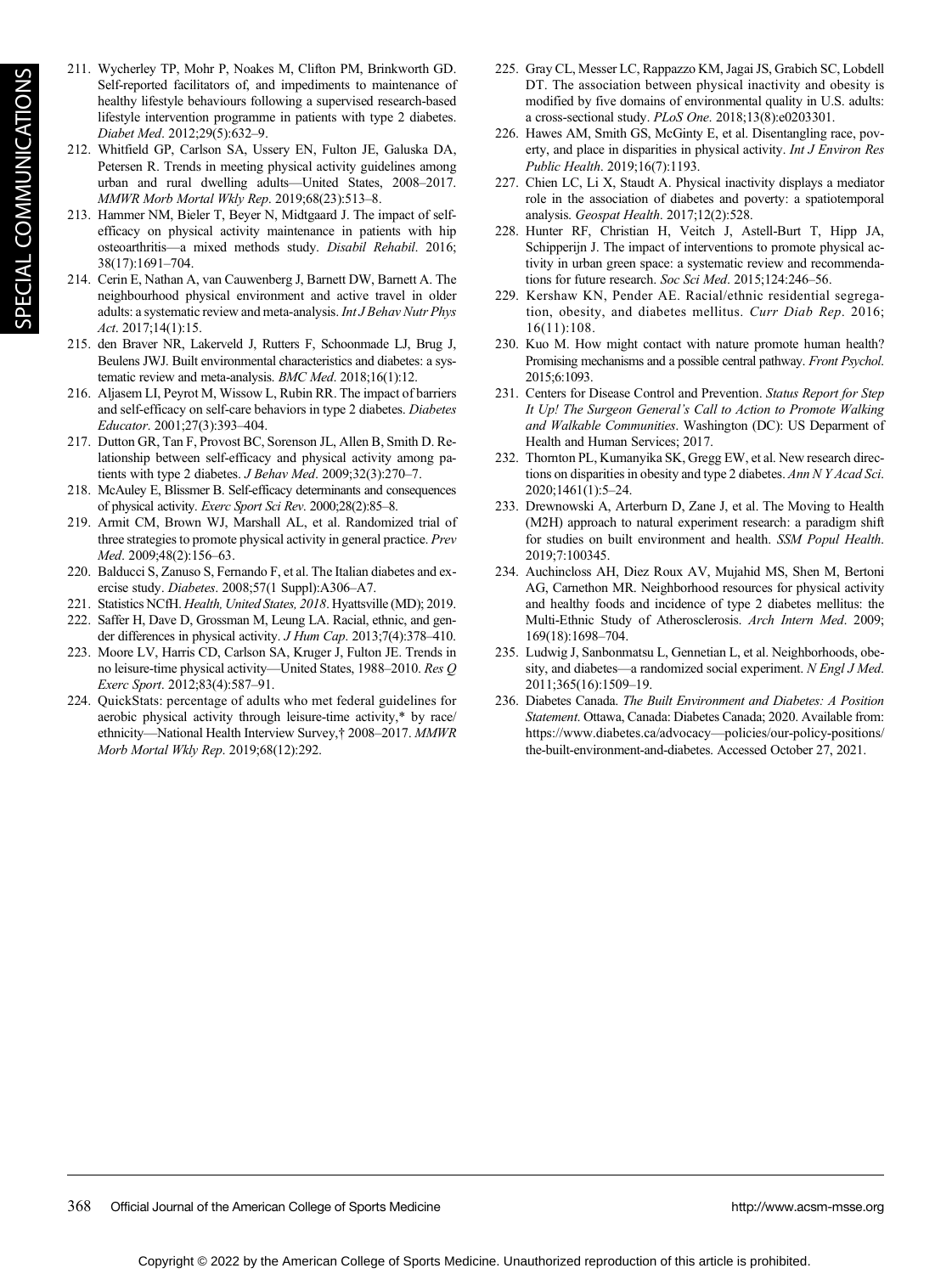211. Wycherley TP, Mohr P, Noakes M, Clifton PM, Brinkworth GD. Self-reported facilitators of, and impediments to maintenance of healthy lifestyle behaviours following a supervised research-based lifestyle intervention programme in patients with type 2 diabetes. *Diabet Med*. 2012;29(5):632–9.
212. Whitfield GP, Carlson SA, Ussery EN, Fulton JE, Galuska DA, Petersen R. Trends in meeting physical activity guidelines among urban and rural dwelling adults—United States, 2008–2017. *MMWR Morb Mortal Wkly Rep*. 2019;68(23):513–8.
213. Hammer NM, Bieler T, Beyer N, Midtgaard J. The impact of self-efficacy on physical activity maintenance in patients with hip osteoarthritis—a mixed methods study. *Disabil Rehabil*. 2016; 38(17):1691–704.
214. Cerin E, Nathan A, van Cauwenberg J, Barnett DW, Barnett A. The neighbourhood physical environment and active travel in older adults: a systematic review and meta-analysis. *Int J Behav Nutr Phys Act*. 2017;14(1):15.
215. den Braver NR, Lakerveld J, Rutters F, Schoonmade LJ, Brug J, Beulens JWJ. Built environmental characteristics and diabetes: a systematic review and meta-analysis. *BMC Med*. 2018;16(1):12.
216. Aljasem LI, Peyrot M, Wissow L, Rubin RR. The impact of barriers and self-efficacy on self-care behaviors in type 2 diabetes. *Diabetes Educator*. 2001;27(3):393–404.
217. Dutton GR, Tan F, Provost BC, Sorenson JL, Allen B, Smith D. Relationship between self-efficacy and physical activity among patients with type 2 diabetes. *J Behav Med*. 2009;32(3):270–7.
218. McAuley E, Blissmer B. Self-efficacy determinants and consequences of physical activity. *Exerc Sport Sci Rev*. 2000;28(2):85–8.
219. Armit CM, Brown WJ, Marshall AL, et al. Randomized trial of three strategies to promote physical activity in general practice. *Prev Med*. 2009;48(2):156–63.
220. Balducci S, Zanuso S, Fernando F, et al. The Italian diabetes and exercise study. *Diabetes*. 2008;57(1 Suppl):A306–A7.
221. Statistics NCfH. *Health, United States, 2018*. Hyattsville (MD); 2019.
222. Saffer H, Dave D, Grossman M, Leung LA. Racial, ethnic, and gender differences in physical activity. *J Hum Cap*. 2013;7(4):378–410.
223. Moore LV, Harris CD, Carlson SA, Kruger J, Fulton JE. Trends in no leisure-time physical activity—United States, 1988–2010. *Res Q Exerc Sport*. 2012;83(4):587–91.
224. QuickStats: percentage of adults who met federal guidelines for aerobic physical activity through leisure-time activity,* by race/ethnicity—National Health Interview Survey,† 2008–2017. *MMWR Morb Mortal Wkly Rep*. 2019;68(12):292.
225. Gray CL, Messer LC, Rappazzo KM, Jagai JS, Grabich SC, Lobdell DT. The association between physical inactivity and obesity is modified by five domains of environmental quality in U.S. adults: a cross-sectional study. *PLoS One*. 2018;13(8):e0203301.
226. Hawes AM, Smith GS, McGinty E, et al. Disentangling race, poverty, and place in disparities in physical activity. *Int J Environ Res Public Health*. 2019;16(7):1193.
227. Chien LC, Li X, Staudt A. Physical inactivity displays a mediator role in the association of diabetes and poverty: a spatiotemporal analysis. *Geospat Health*. 2017;12(2):528.
228. Hunter RF, Christian H, Veitch J, Astell-Burt T, Hipp JA, Schipperijn J. The impact of interventions to promote physical activity in urban green space: a systematic review and recommendations for future research. *Soc Sci Med*. 2015;124:246–56.
229. Kershaw KN, Pender AE. Racial/ethnic residential segregation, obesity, and diabetes mellitus. *Curr Diab Rep*. 2016; 16(11):108.
230. Kuo M. How might contact with nature promote human health? Promising mechanisms and a possible central pathway. *Front Psychol*. 2015;6:1093.
231. Centers for Disease Control and Prevention. *Status Report for Step It Up! The Surgeon General's Call to Action to Promote Walking and Walkable Communities*. Washington (DC): US Deparment of Health and Human Services; 2017.
232. Thornton PL, Kumanyika SK, Gregg EW, et al. New research directions on disparities in obesity and type 2 diabetes. *Ann N Y Acad Sci*. 2020;1461(1):5–24.
233. Drewnowski A, Arterburn D, Zane J, et al. The Moving to Health (M2H) approach to natural experiment research: a paradigm shift for studies on built environment and health. *SSM Popul Health*. 2019;7:100345.
234. Auchincloss AH, Diez Roux AV, Mujahid MS, Shen M, Bertoni AG, Carnethon MR. Neighborhood resources for physical activity and healthy foods and incidence of type 2 diabetes mellitus: the Multi-Ethnic Study of Atherosclerosis. *Arch Intern Med*. 2009; 169(18):1698–704.
235. Ludwig J, Sanbonmatsu L, Gennetian L, et al. Neighborhoods, obesity, and diabetes—a randomized social experiment. *N Engl J Med*. 2011;365(16):1509–19.
236. Diabetes Canada. *The Built Environment and Diabetes: A Position Statement*. Ottawa, Canada: Diabetes Canada; 2020. Available from: https://www.diabetes.ca/advocacy—policies/our-policy-positions/the-built-environment-and-diabetes. Accessed October 27, 2021.